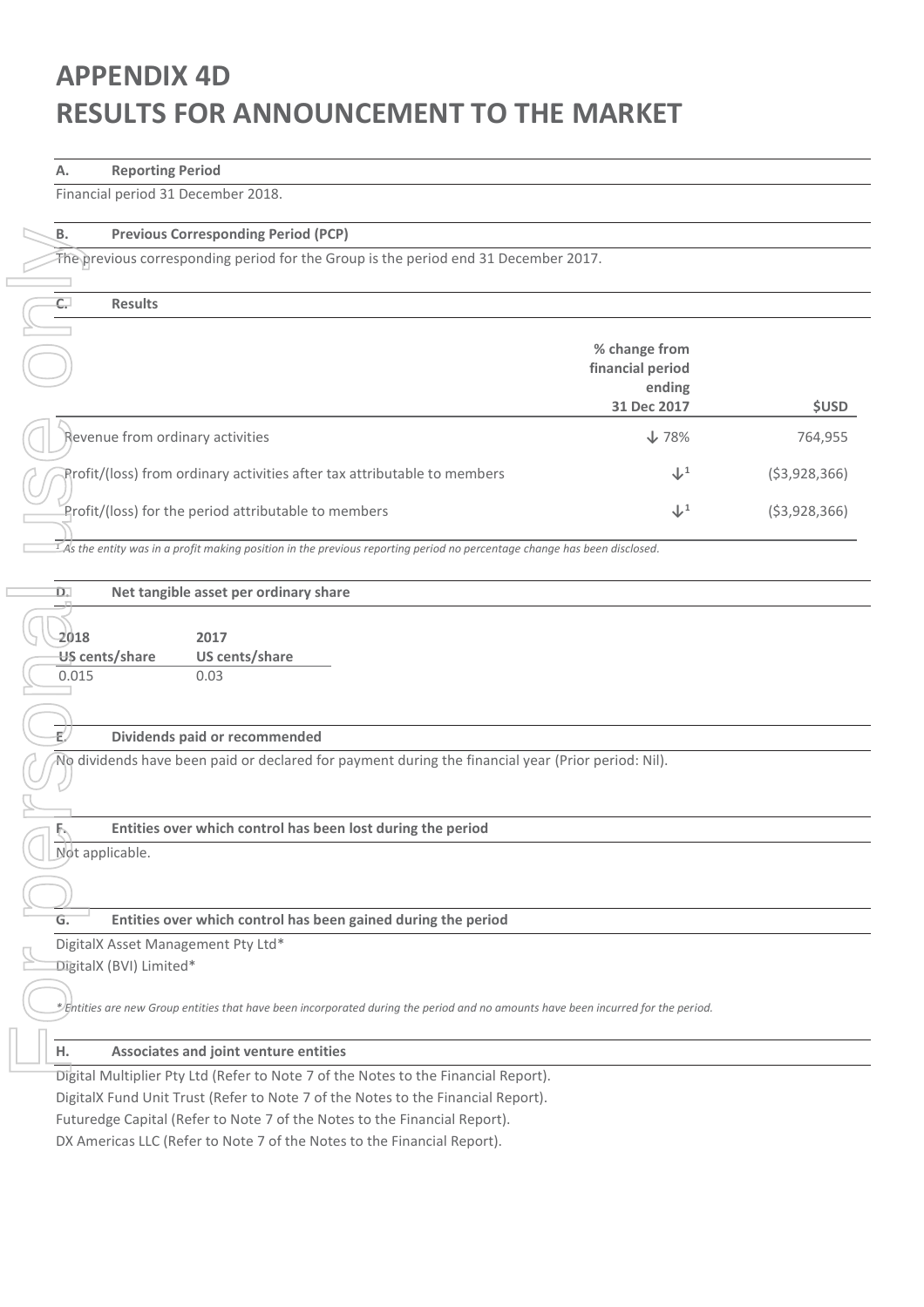# APPENDIX 4D
# RESULTS FOR ANNOUNCEMENT TO THE MARKET

## A. Reporting Period

Financial period 31 December 2018.

## B. Previous Corresponding Period (PCP)

The previous corresponding period for the Group is the period end 31 December 2017.

## C. Results

| | % change from financial period ending 31 Dec 2017 | $USD |
|---|---|---|
| Revenue from ordinary activities | ↓ 78% | 764,955 |
| Profit/(loss) from ordinary activities after tax attributable to members | ↓[1] | ($3,928,366) |
| Profit/(loss) for the period attributable to members | ↓[1] | ($3,928,366) |

*[1] As the entity was in a profit making position in the previous reporting period no percentage change has been disclosed.*

## D. Net tangible asset per ordinary share

| 2018 US cents/share | 2017 US cents/share |
|---|---|
| 0.015 | 0.03 |

## E. Dividends paid or recommended

No dividends have been paid or declared for payment during the financial year (Prior period: Nil).

## F. Entities over which control has been lost during the period

Not applicable.

## G. Entities over which control has been gained during the period

DigitalX Asset Management Pty Ltd*
DigitalX (BVI) Limited*

*\* Entities are new Group entities that have been incorporated during the period and no amounts have been incurred for the period.*

## H. Associates and joint venture entities

Digital Multiplier Pty Ltd (Refer to Note 7 of the Notes to the Financial Report).
DigitalX Fund Unit Trust (Refer to Note 7 of the Notes to the Financial Report).
Futuredge Capital (Refer to Note 7 of the Notes to the Financial Report).
DX Americas LLC (Refer to Note 7 of the Notes to the Financial Report).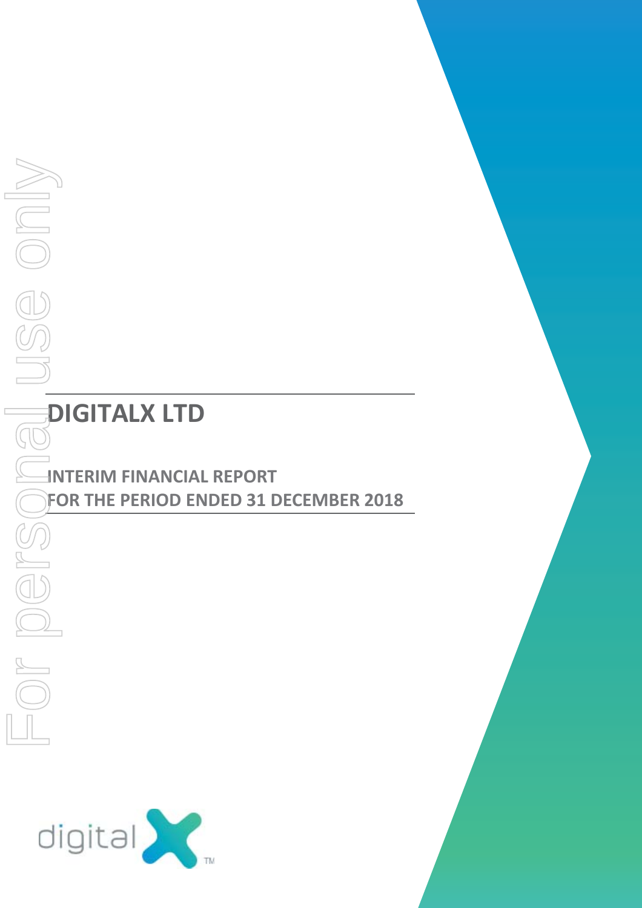# DIGITALX LTD

## INTERIM FINANCIAL REPORT
## FOR THE PERIOD ENDED 31 DECEMBER 2018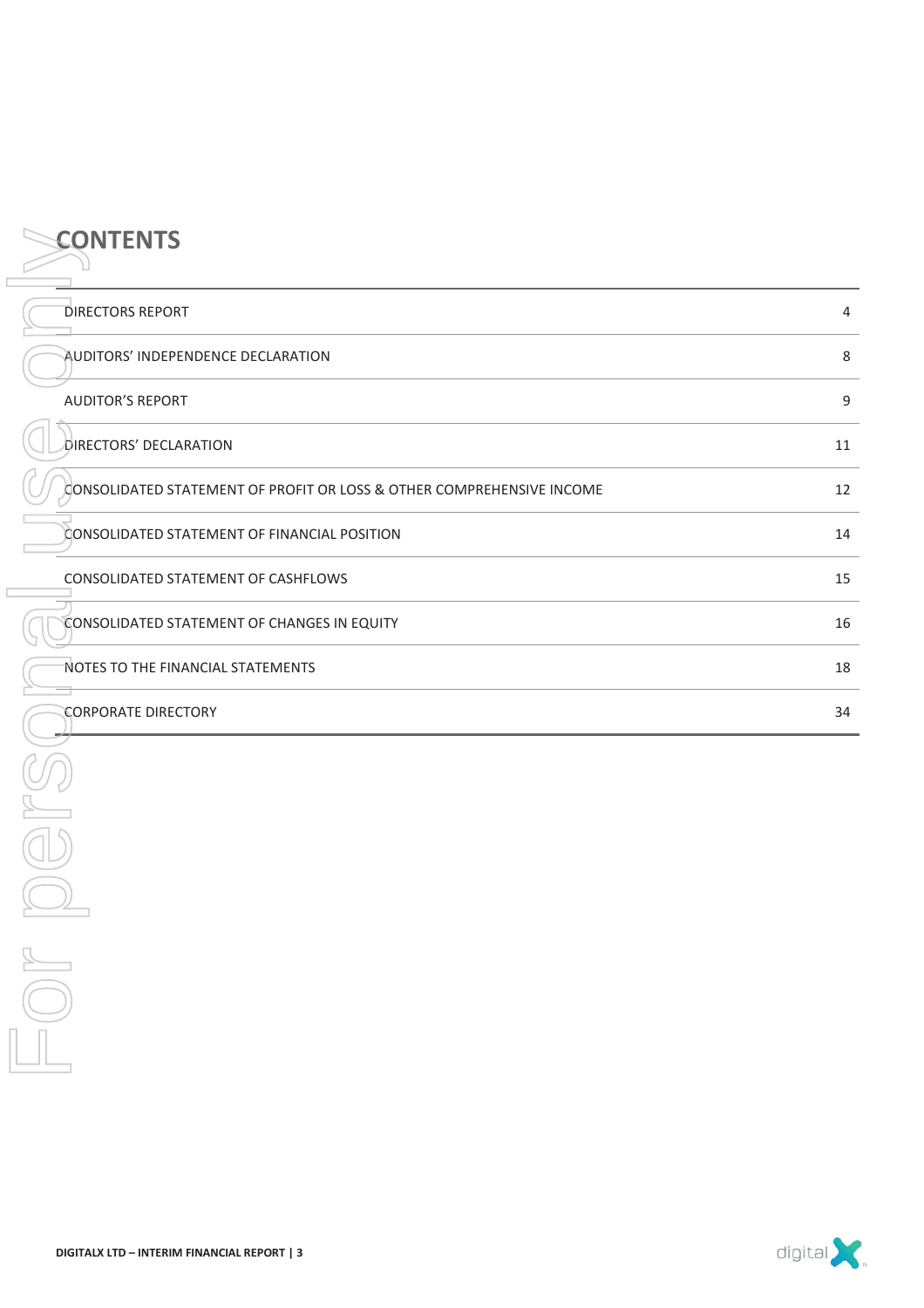# CONTENTS

| | |
|---|---|
| DIRECTORS REPORT | 4 |
| AUDITORS' INDEPENDENCE DECLARATION | 8 |
| AUDITOR'S REPORT | 9 |
| DIRECTORS' DECLARATION | 11 |
| CONSOLIDATED STATEMENT OF PROFIT OR LOSS & OTHER COMPREHENSIVE INCOME | 12 |
| CONSOLIDATED STATEMENT OF FINANCIAL POSITION | 14 |
| CONSOLIDATED STATEMENT OF CASHFLOWS | 15 |
| CONSOLIDATED STATEMENT OF CHANGES IN EQUITY | 16 |
| NOTES TO THE FINANCIAL STATEMENTS | 18 |
| CORPORATE DIRECTORY | 34 |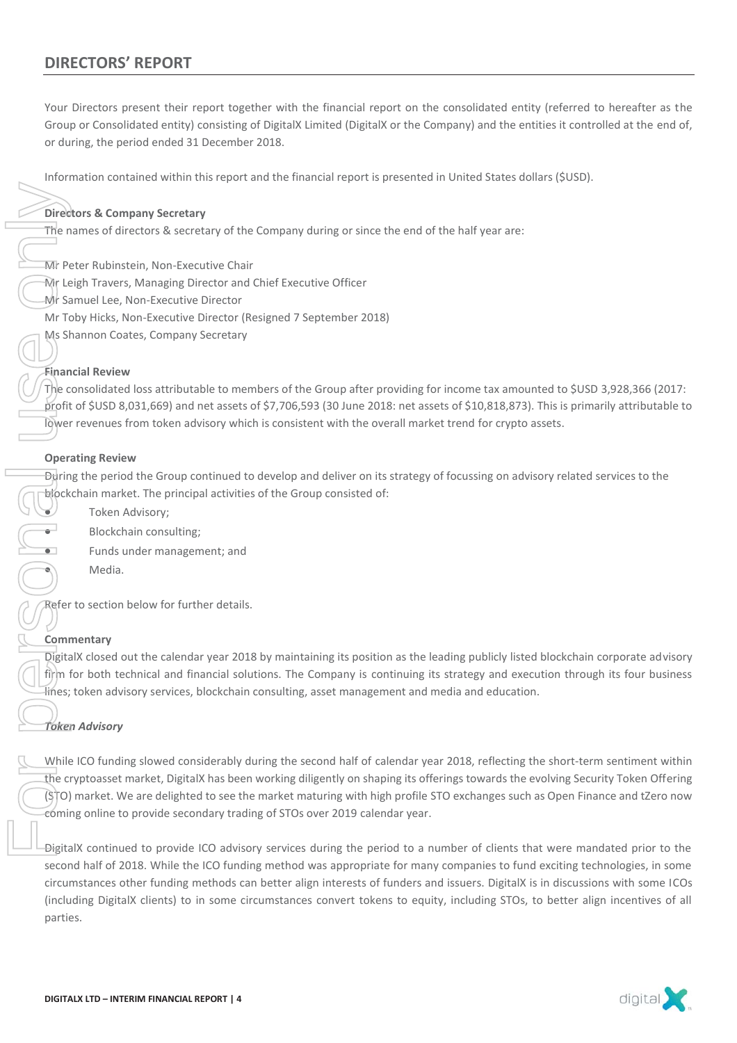## DIRECTORS' REPORT

Your Directors present their report together with the financial report on the consolidated entity (referred to hereafter as the Group or Consolidated entity) consisting of DigitalX Limited (DigitalX or the Company) and the entities it controlled at the end of, or during, the period ended 31 December 2018.

Information contained within this report and the financial report is presented in United States dollars ($USD).

**Directors & Company Secretary**

The names of directors & secretary of the Company during or since the end of the half year are:

Mr Peter Rubinstein, Non-Executive Chair
Mr Leigh Travers, Managing Director and Chief Executive Officer
Mr Samuel Lee, Non-Executive Director
Mr Toby Hicks, Non-Executive Director (Resigned 7 September 2018)
Ms Shannon Coates, Company Secretary

**Financial Review**

The consolidated loss attributable to members of the Group after providing for income tax amounted to $USD 3,928,366 (2017: profit of $USD 8,031,669) and net assets of $7,706,593 (30 June 2018: net assets of $10,818,873). This is primarily attributable to lower revenues from token advisory which is consistent with the overall market trend for crypto assets.

**Operating Review**

During the period the Group continued to develop and deliver on its strategy of focussing on advisory related services to the blockchain market. The principal activities of the Group consisted of:

- Token Advisory;
- Blockchain consulting;
- Funds under management; and
- Media.

Refer to section below for further details.

**Commentary**

DigitalX closed out the calendar year 2018 by maintaining its position as the leading publicly listed blockchain corporate advisory firm for both technical and financial solutions. The Company is continuing its strategy and execution through its four business lines; token advisory services, blockchain consulting, asset management and media and education.

***Token Advisory***

While ICO funding slowed considerably during the second half of calendar year 2018, reflecting the short-term sentiment within the cryptoasset market, DigitalX has been working diligently on shaping its offerings towards the evolving Security Token Offering (STO) market. We are delighted to see the market maturing with high profile STO exchanges such as Open Finance and tZero now coming online to provide secondary trading of STOs over 2019 calendar year.

DigitalX continued to provide ICO advisory services during the period to a number of clients that were mandated prior to the second half of 2018. While the ICO funding method was appropriate for many companies to fund exciting technologies, in some circumstances other funding methods can better align interests of funders and issuers. DigitalX is in discussions with some ICOs (including DigitalX clients) to in some circumstances convert tokens to equity, including STOs, to better align incentives of all parties.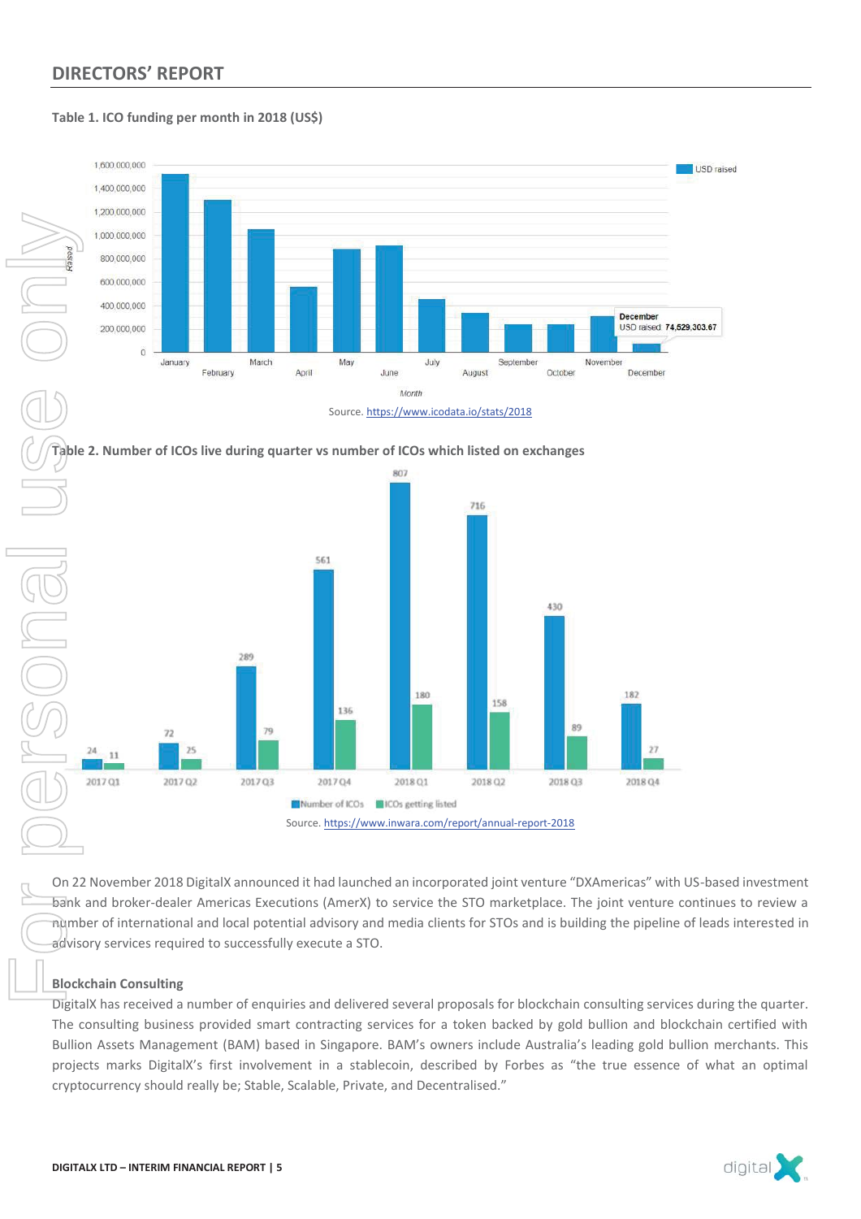## DIRECTORS' REPORT

**Table 1. ICO funding per month in 2018 (US$)**

Source. https://www.icodata.io/stats/2018

**Table 2. Number of ICOs live during quarter vs number of ICOs which listed on exchanges**

| Quarter | Number of ICOs | ICOs getting listed |
|---|---|---|
| 2017 Q1 | 24 | 11 |
| 2017 Q2 | 72 | 25 |
| 2017 Q3 | 289 | 79 |
| 2017 Q4 | 561 | 136 |
| 2018 Q1 | 807 | 180 |
| 2018 Q2 | 716 | 158 |
| 2018 Q3 | 430 | 89 |
| 2018 Q4 | 182 | 27 |

Source. https://www.inwara.com/report/annual-report-2018

On 22 November 2018 DigitalX announced it had launched an incorporated joint venture "DXAmericas" with US-based investment bank and broker-dealer Americas Executions (AmerX) to service the STO marketplace. The joint venture continues to review a number of international and local potential advisory and media clients for STOs and is building the pipeline of leads interested in advisory services required to successfully execute a STO.

### Blockchain Consulting

DigitalX has received a number of enquiries and delivered several proposals for blockchain consulting services during the quarter. The consulting business provided smart contracting services for a token backed by gold bullion and blockchain certified with Bullion Assets Management (BAM) based in Singapore. BAM's owners include Australia's leading gold bullion merchants. This projects marks DigitalX's first involvement in a stablecoin, described by Forbes as "the true essence of what an optimal cryptocurrency should really be; Stable, Scalable, Private, and Decentralised."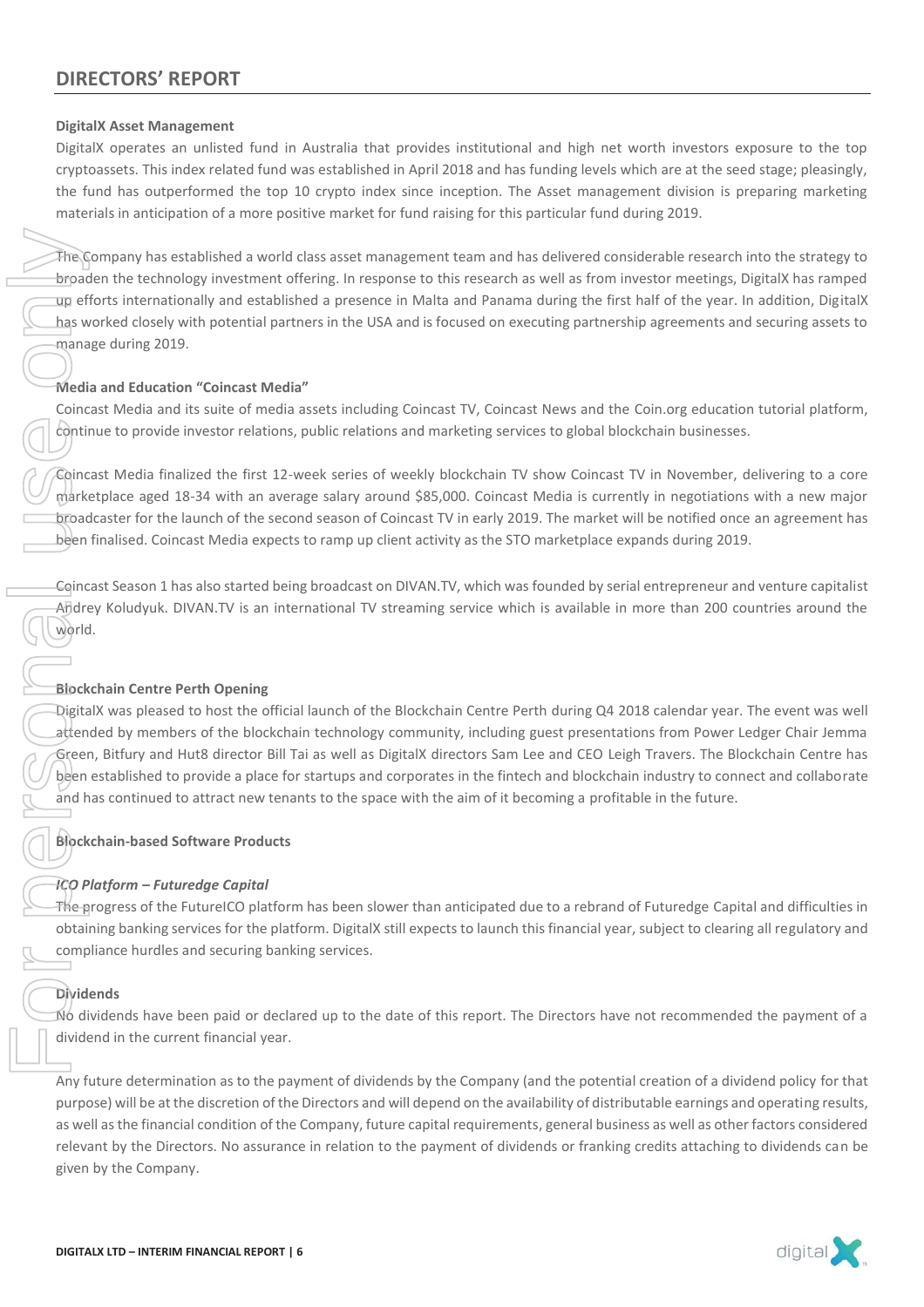## DIRECTORS' REPORT

**DigitalX Asset Management**

DigitalX operates an unlisted fund in Australia that provides institutional and high net worth investors exposure to the top cryptoassets. This index related fund was established in April 2018 and has funding levels which are at the seed stage; pleasingly, the fund has outperformed the top 10 crypto index since inception. The Asset management division is preparing marketing materials in anticipation of a more positive market for fund raising for this particular fund during 2019.

The Company has established a world class asset management team and has delivered considerable research into the strategy to broaden the technology investment offering. In response to this research as well as from investor meetings, DigitalX has ramped up efforts internationally and established a presence in Malta and Panama during the first half of the year. In addition, DigitalX has worked closely with potential partners in the USA and is focused on executing partnership agreements and securing assets to manage during 2019.

**Media and Education "Coincast Media"**

Coincast Media and its suite of media assets including Coincast TV, Coincast News and the Coin.org education tutorial platform, continue to provide investor relations, public relations and marketing services to global blockchain businesses.

Coincast Media finalized the first 12-week series of weekly blockchain TV show Coincast TV in November, delivering to a core marketplace aged 18-34 with an average salary around $85,000. Coincast Media is currently in negotiations with a new major broadcaster for the launch of the second season of Coincast TV in early 2019. The market will be notified once an agreement has been finalised. Coincast Media expects to ramp up client activity as the STO marketplace expands during 2019.

Coincast Season 1 has also started being broadcast on DIVAN.TV, which was founded by serial entrepreneur and venture capitalist Andrey Koludyuk. DIVAN.TV is an international TV streaming service which is available in more than 200 countries around the world.

**Blockchain Centre Perth Opening**

DigitalX was pleased to host the official launch of the Blockchain Centre Perth during Q4 2018 calendar year. The event was well attended by members of the blockchain technology community, including guest presentations from Power Ledger Chair Jemma Green, Bitfury and Hut8 director Bill Tai as well as DigitalX directors Sam Lee and CEO Leigh Travers. The Blockchain Centre has been established to provide a place for startups and corporates in the fintech and blockchain industry to connect and collaborate and has continued to attract new tenants to the space with the aim of it becoming a profitable in the future.

**Blockchain-based Software Products**

***ICO Platform – Futuredge Capital***

The progress of the FutureICO platform has been slower than anticipated due to a rebrand of Futuredge Capital and difficulties in obtaining banking services for the platform. DigitalX still expects to launch this financial year, subject to clearing all regulatory and compliance hurdles and securing banking services.

**Dividends**

No dividends have been paid or declared up to the date of this report. The Directors have not recommended the payment of a dividend in the current financial year.

Any future determination as to the payment of dividends by the Company (and the potential creation of a dividend policy for that purpose) will be at the discretion of the Directors and will depend on the availability of distributable earnings and operating results, as well as the financial condition of the Company, future capital requirements, general business as well as other factors considered relevant by the Directors. No assurance in relation to the payment of dividends or franking credits attaching to dividends can be given by the Company.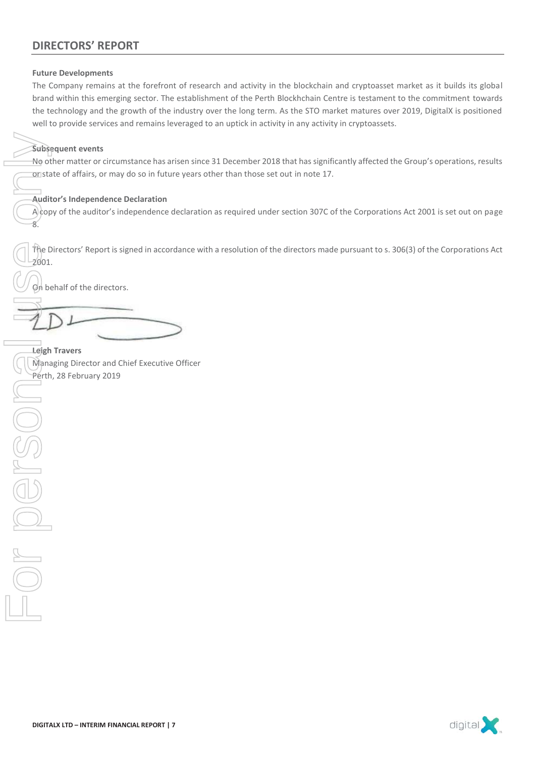## DIRECTORS' REPORT

**Future Developments**

The Company remains at the forefront of research and activity in the blockchain and cryptoasset market as it builds its global brand within this emerging sector. The establishment of the Perth Blockhchain Centre is testament to the commitment towards the technology and the growth of the industry over the long term. As the STO market matures over 2019, DigitalX is positioned well to provide services and remains leveraged to an uptick in activity in any activity in cryptoassets.

**Subsequent events**

No other matter or circumstance has arisen since 31 December 2018 that has significantly affected the Group's operations, results or state of affairs, or may do so in future years other than those set out in note 17.

**Auditor's Independence Declaration**

A copy of the auditor's independence declaration as required under section 307C of the Corporations Act 2001 is set out on page 8.

The Directors' Report is signed in accordance with a resolution of the directors made pursuant to s. 306(3) of the Corporations Act 2001.

On behalf of the directors.

**Leigh Travers**
Managing Director and Chief Executive Officer
Perth, 28 February 2019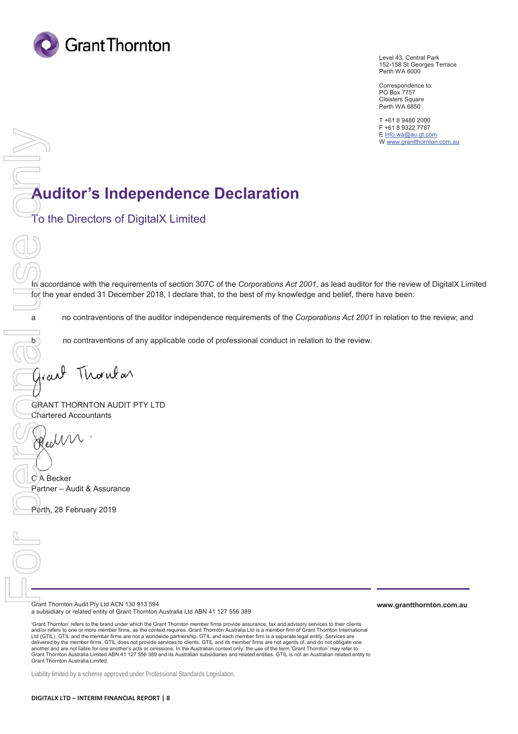Level 43, Central Park
152-158 St Georges Terrace
Perth WA 6000

Correspondence to:
PO Box 7757
Cloisters Square
Perth WA 6850

T +61 8 9480 2000
F +61 8 9322 7787
E info.wa@au.gt.com
W www.grantthornton.com.au

# Auditor's Independence Declaration

## To the Directors of DigitalX Limited

In accordance with the requirements of section 307C of the *Corporations Act 2001*, as lead auditor for the review of DigitalX Limited for the year ended 31 December 2018, I declare that, to the best of my knowledge and belief, there have been:

a no contraventions of the auditor independence requirements of the *Corporations Act 2001* in relation to the review; and

b no contraventions of any applicable code of professional conduct in relation to the review.

GRANT THORNTON AUDIT PTY LTD
Chartered Accountants

C A Becker
Partner – Audit & Assurance

Perth, 28 February 2019

Grant Thornton Audit Pty Ltd ACN 130 913 594
a subsidiary or related entity of Grant Thornton Australia Ltd ABN 41 127 556 389

**www.grantthornton.com.au**

'Grant Thornton' refers to the brand under which the Grant Thornton member firms provide assurance, tax and advisory services to their clients and/or refers to one or more member firms, as the context requires. Grant Thornton Australia Ltd is a member firm of Grant Thornton International Ltd (GTIL). GTIL and the member firms are not a worldwide partnership. GTIL and each member firm is a separate legal entity. Services are delivered by the member firms. GTIL does not provide services to clients. GTIL and its member firms are not agents of, and do not obligate one another and are not liable for one another's acts or omissions. In the Australian context only, the use of the term 'Grant Thornton' may refer to Grant Thornton Australia Limited ABN 41 127 556 389 and its Australian subsidiaries and related entities. GTIL is not an Australian related entity to Grant Thornton Australia Limited.

Liability limited by a scheme approved under Professional Standards Legislation.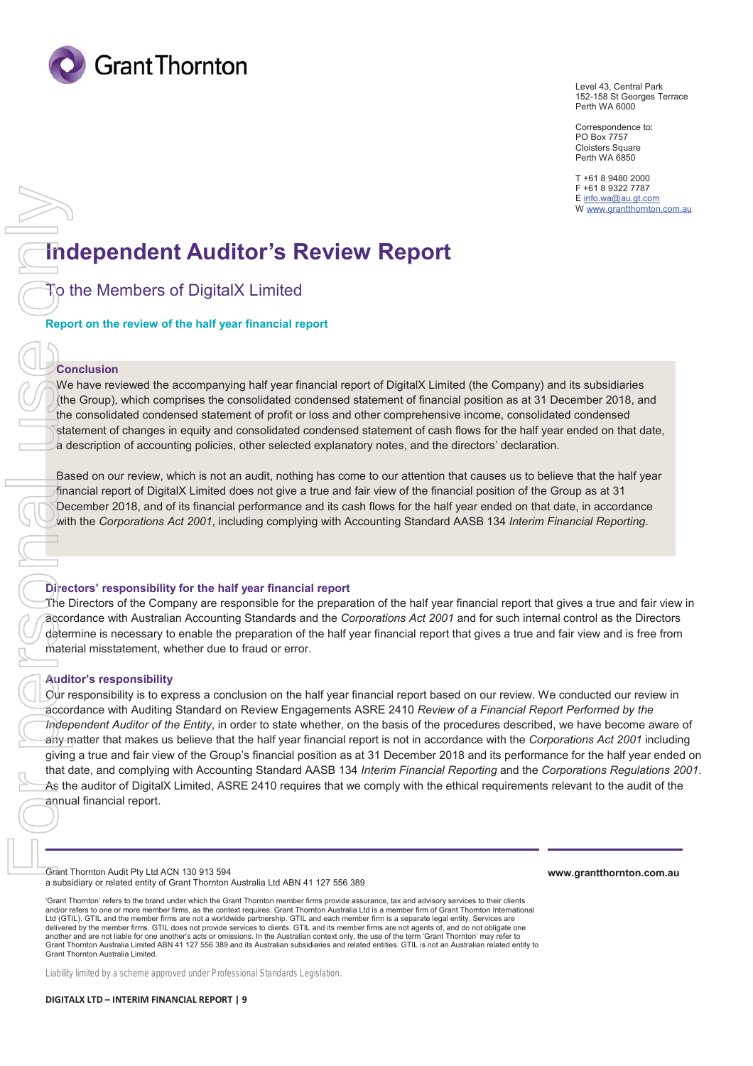Level 43, Central Park
152-158 St Georges Terrace
Perth WA 6000

Correspondence to:
PO Box 7757
Cloisters Square
Perth WA 6850

T +61 8 9480 2000
F +61 8 9322 7787
E info.wa@au.gt.com
W www.grantthornton.com.au

# Independent Auditor's Review Report

## To the Members of DigitalX Limited

### Report on the review of the half year financial report

**Conclusion**

We have reviewed the accompanying half year financial report of DigitalX Limited (the Company) and its subsidiaries (the Group), which comprises the consolidated condensed statement of financial position as at 31 December 2018, and the consolidated condensed statement of profit or loss and other comprehensive income, consolidated condensed statement of changes in equity and consolidated condensed statement of cash flows for the half year ended on that date, a description of accounting policies, other selected explanatory notes, and the directors' declaration.

Based on our review, which is not an audit, nothing has come to our attention that causes us to believe that the half year financial report of DigitalX Limited does not give a true and fair view of the financial position of the Group as at 31 December 2018, and of its financial performance and its cash flows for the half year ended on that date, in accordance with the *Corporations Act 2001*, including complying with Accounting Standard AASB 134 *Interim Financial Reporting*.

**Directors' responsibility for the half year financial report**

The Directors of the Company are responsible for the preparation of the half year financial report that gives a true and fair view in accordance with Australian Accounting Standards and the *Corporations Act 2001* and for such internal control as the Directors determine is necessary to enable the preparation of the half year financial report that gives a true and fair view and is free from material misstatement, whether due to fraud or error.

**Auditor's responsibility**

Our responsibility is to express a conclusion on the half year financial report based on our review. We conducted our review in accordance with Auditing Standard on Review Engagements ASRE 2410 *Review of a Financial Report Performed by the Independent Auditor of the Entity*, in order to state whether, on the basis of the procedures described, we have become aware of any matter that makes us believe that the half year financial report is not in accordance with the *Corporations Act 2001* including giving a true and fair view of the Group's financial position as at 31 December 2018 and its performance for the half year ended on that date, and complying with Accounting Standard AASB 134 *Interim Financial Reporting* and the *Corporations Regulations 2001*. As the auditor of DigitalX Limited, ASRE 2410 requires that we comply with the ethical requirements relevant to the audit of the annual financial report.

Grant Thornton Audit Pty Ltd ACN 130 913 594
a subsidiary or related entity of Grant Thornton Australia Ltd ABN 41 127 556 389

**www.grantthornton.com.au**

'Grant Thornton' refers to the brand under which the Grant Thornton member firms provide assurance, tax and advisory services to their clients and/or refers to one or more member firms, as the context requires. Grant Thornton Australia Ltd is a member firm of Grant Thornton International Ltd (GTIL). GTIL and the member firms are not a worldwide partnership. GTIL and each member firm is a separate legal entity. Services are delivered by the member firms. GTIL does not provide services to clients. GTIL and its member firms are not agents of, and do not obligate one another and are not liable for one another's acts or omissions. In the Australian context only, the use of the term 'Grant Thornton' may refer to Grant Thornton Australia Limited ABN 41 127 556 389 and its Australian subsidiaries and related entities. GTIL is not an Australian related entity to Grant Thornton Australia Limited.

Liability limited by a scheme approved under Professional Standards Legislation.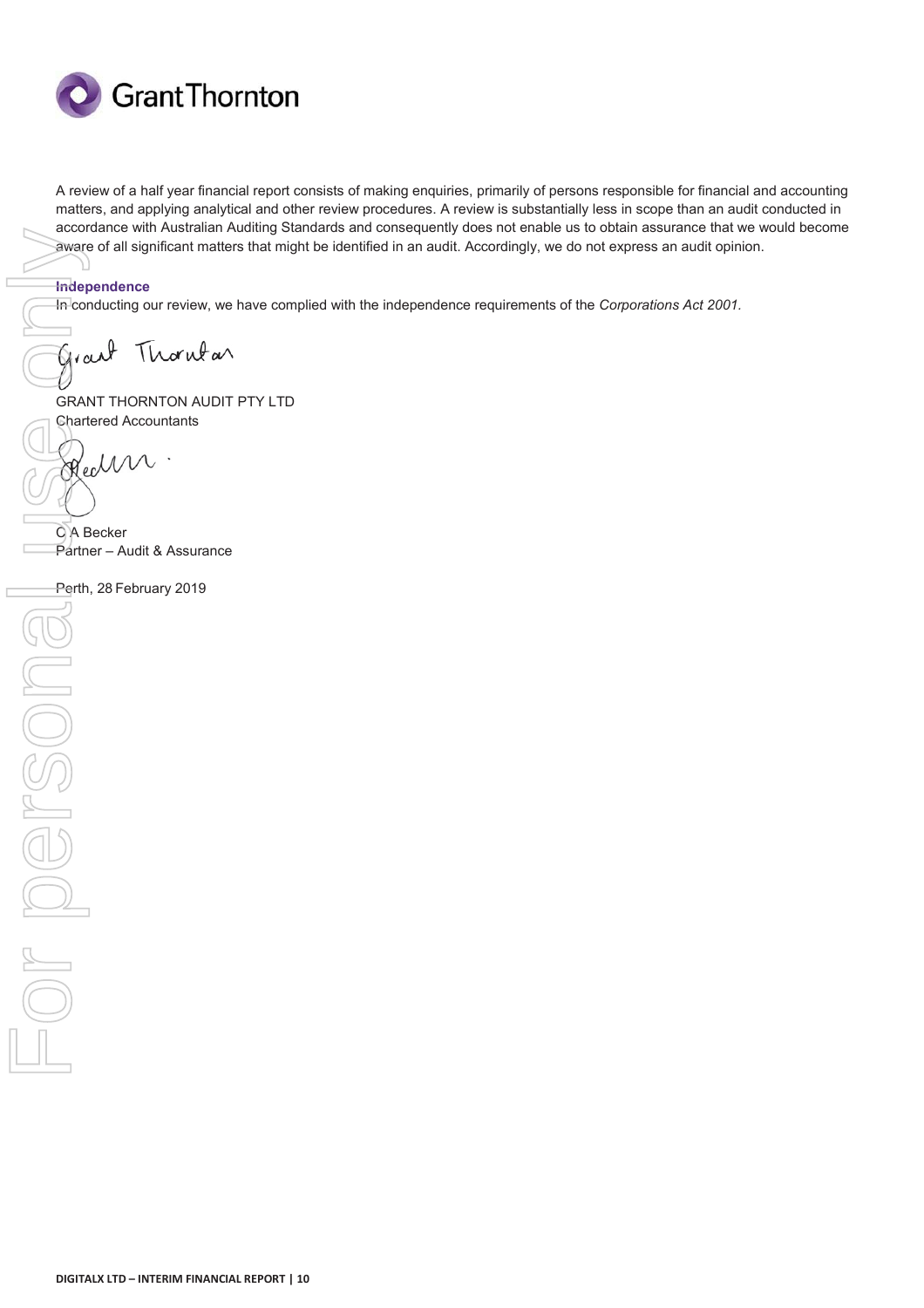A review of a half year financial report consists of making enquiries, primarily of persons responsible for financial and accounting matters, and applying analytical and other review procedures. A review is substantially less in scope than an audit conducted in accordance with Australian Auditing Standards and consequently does not enable us to obtain assurance that we would become aware of all significant matters that might be identified in an audit. Accordingly, we do not express an audit opinion.

**Independence**

In conducting our review, we have complied with the independence requirements of the *Corporations Act 2001*.

GRANT THORNTON AUDIT PTY LTD
Chartered Accountants

C A Becker
Partner – Audit & Assurance

Perth, 28 February 2019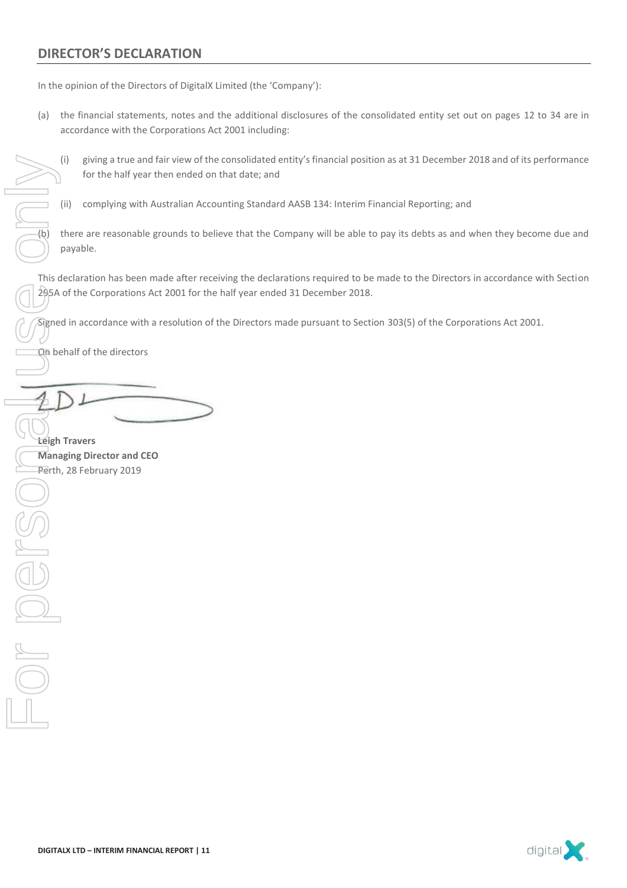## DIRECTOR'S DECLARATION

In the opinion of the Directors of DigitalX Limited (the 'Company'):

(a) the financial statements, notes and the additional disclosures of the consolidated entity set out on pages 12 to 34 are in accordance with the Corporations Act 2001 including:

  (i) giving a true and fair view of the consolidated entity's financial position as at 31 December 2018 and of its performance for the half year then ended on that date; and

  (ii) complying with Australian Accounting Standard AASB 134: Interim Financial Reporting; and

(b) there are reasonable grounds to believe that the Company will be able to pay its debts as and when they become due and payable.

This declaration has been made after receiving the declarations required to be made to the Directors in accordance with Section 295A of the Corporations Act 2001 for the half year ended 31 December 2018.

Signed in accordance with a resolution of the Directors made pursuant to Section 303(5) of the Corporations Act 2001.

On behalf of the directors

**Leigh Travers**
**Managing Director and CEO**
Perth, 28 February 2019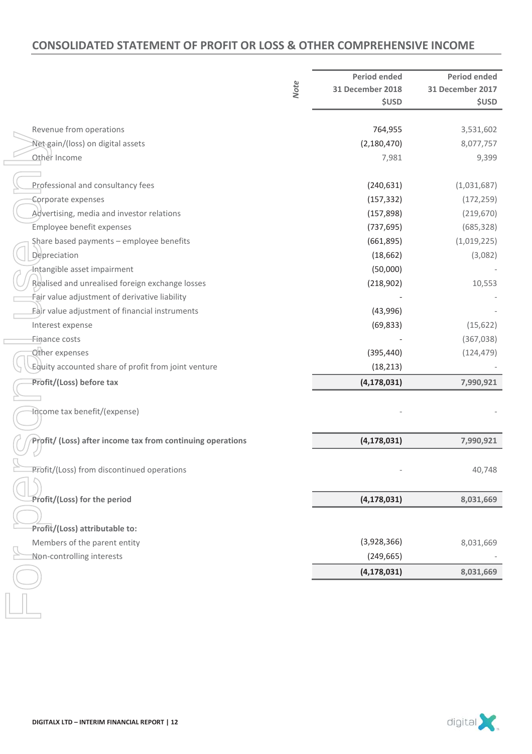## CONSOLIDATED STATEMENT OF PROFIT OR LOSS & OTHER COMPREHENSIVE INCOME

| | Note | Period ended 31 December 2018 $USD | Period ended 31 December 2017 $USD |
|---|---|---|---|
| Revenue from operations | | 764,955 | 3,531,602 |
| Net gain/(loss) on digital assets | | (2,180,470) | 8,077,757 |
| Other Income | | 7,981 | 9,399 |
| | | | |
| Professional and consultancy fees | | (240,631) | (1,031,687) |
| Corporate expenses | | (157,332) | (172,259) |
| Advertising, media and investor relations | | (157,898) | (219,670) |
| Employee benefit expenses | | (737,695) | (685,328) |
| Share based payments – employee benefits | | (661,895) | (1,019,225) |
| Depreciation | | (18,662) | (3,082) |
| Intangible asset impairment | | (50,000) | - |
| Realised and unrealised foreign exchange losses | | (218,902) | 10,553 |
| Fair value adjustment of derivative liability | | - | - |
| Fair value adjustment of financial instruments | | (43,996) | - |
| Interest expense | | (69,833) | (15,622) |
| Finance costs | | - | (367,038) |
| Other expenses | | (395,440) | (124,479) |
| Equity accounted share of profit from joint venture | | (18,213) | - |
| **Profit/(Loss) before tax** | | **(4,178,031)** | **7,990,921** |
| | | | |
| Income tax benefit/(expense) | | - | - |
| | | | |
| **Profit/ (Loss) after income tax from continuing operations** | | **(4,178,031)** | **7,990,921** |
| | | | |
| Profit/(Loss) from discontinued operations | | - | 40,748 |
| | | | |
| **Profit/(Loss) for the period** | | **(4,178,031)** | **8,031,669** |
| | | | |
| **Profit/(Loss) attributable to:** | | | |
| Members of the parent entity | | (3,928,366) | 8,031,669 |
| Non-controlling interests | | (249,665) | - |
| | | **(4,178,031)** | **8,031,669** |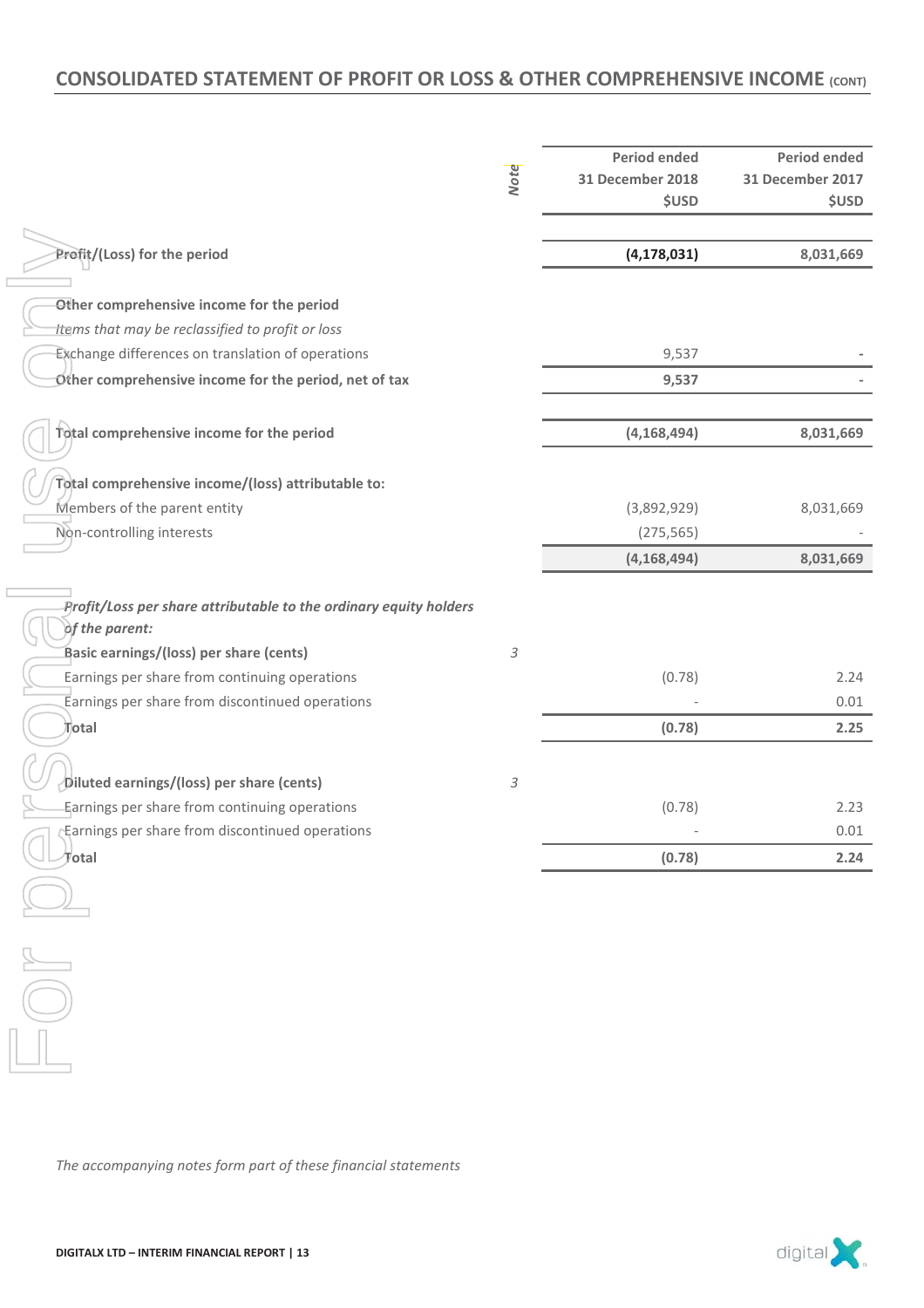## CONSOLIDATED STATEMENT OF PROFIT OR LOSS & OTHER COMPREHENSIVE INCOME (CONT)

| | Note | Period ended 31 December 2018 $USD | Period ended 31 December 2017 $USD |
|---|---|---|---|
| **Profit/(Loss) for the period** | | **(4,178,031)** | **8,031,669** |
| | | | |
| **Other comprehensive income for the period** | | | |
| *Items that may be reclassified to profit or loss* | | | |
| Exchange differences on translation of operations | | 9,537 | - |
| **Other comprehensive income for the period, net of tax** | | **9,537** | **-** |
| | | | |
| **Total comprehensive income for the period** | | **(4,168,494)** | **8,031,669** |
| | | | |
| **Total comprehensive income/(loss) attributable to:** | | | |
| Members of the parent entity | | (3,892,929) | 8,031,669 |
| Non-controlling interests | | (275,565) | - |
| | | **(4,168,494)** | **8,031,669** |
| | | | |
| ***Profit/Loss per share attributable to the ordinary equity holders of the parent:*** | | | |
| **Basic earnings/(loss) per share (cents)** | *3* | | |
| Earnings per share from continuing operations | | (0.78) | 2.24 |
| Earnings per share from discontinued operations | | - | 0.01 |
| **Total** | | **(0.78)** | **2.25** |
| | | | |
| **Diluted earnings/(loss) per share (cents)** | *3* | | |
| Earnings per share from continuing operations | | (0.78) | 2.23 |
| Earnings per share from discontinued operations | | - | 0.01 |
| **Total** | | **(0.78)** | **2.24** |

*The accompanying notes form part of these financial statements*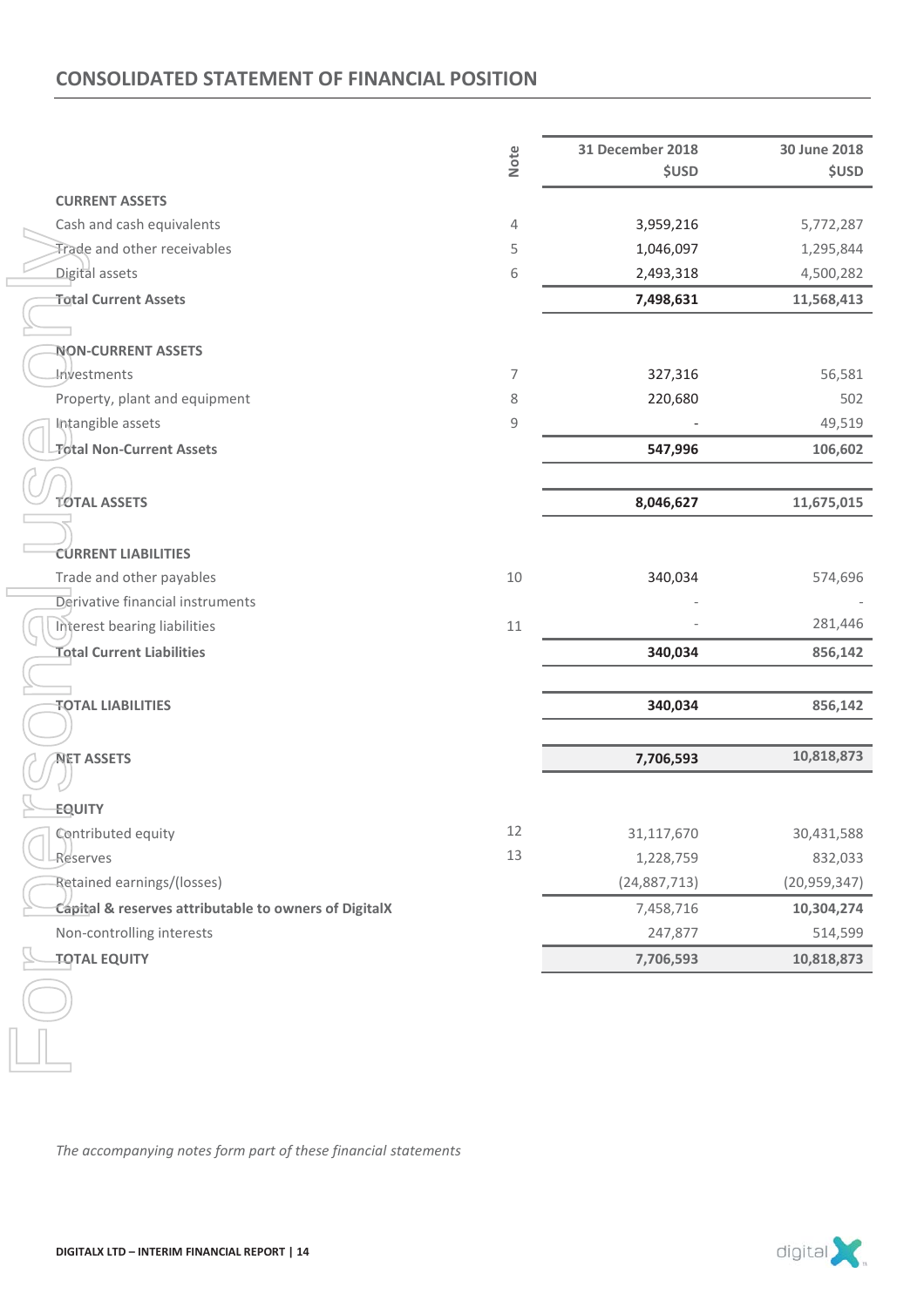## CONSOLIDATED STATEMENT OF FINANCIAL POSITION

| | Note | 31 December 2018 $USD | 30 June 2018 $USD |
|---|---|---|---|
| **CURRENT ASSETS** | | | |
| Cash and cash equivalents | 4 | 3,959,216 | 5,772,287 |
| Trade and other receivables | 5 | 1,046,097 | 1,295,844 |
| Digital assets | 6 | 2,493,318 | 4,500,282 |
| **Total Current Assets** | | **7,498,631** | **11,568,413** |
| | | | |
| **NON-CURRENT ASSETS** | | | |
| Investments | 7 | 327,316 | 56,581 |
| Property, plant and equipment | 8 | 220,680 | 502 |
| Intangible assets | 9 | - | 49,519 |
| **Total Non-Current Assets** | | **547,996** | **106,602** |
| | | | |
| **TOTAL ASSETS** | | **8,046,627** | **11,675,015** |
| | | | |
| **CURRENT LIABILITIES** | | | |
| Trade and other payables | 10 | 340,034 | 574,696 |
| Derivative financial instruments | | - | - |
| Interest bearing liabilities | 11 | - | 281,446 |
| **Total Current Liabilities** | | **340,034** | **856,142** |
| | | | |
| **TOTAL LIABILITIES** | | **340,034** | **856,142** |
| | | | |
| **NET ASSETS** | | **7,706,593** | **10,818,873** |
| | | | |
| **EQUITY** | | | |
| Contributed equity | 12 | 31,117,670 | 30,431,588 |
| Reserves | 13 | 1,228,759 | 832,033 |
| Retained earnings/(losses) | | (24,887,713) | (20,959,347) |
| **Capital & reserves attributable to owners of DigitalX** | | 7,458,716 | **10,304,274** |
| Non-controlling interests | | 247,877 | 514,599 |
| **TOTAL EQUITY** | | **7,706,593** | **10,818,873** |

*The accompanying notes form part of these financial statements*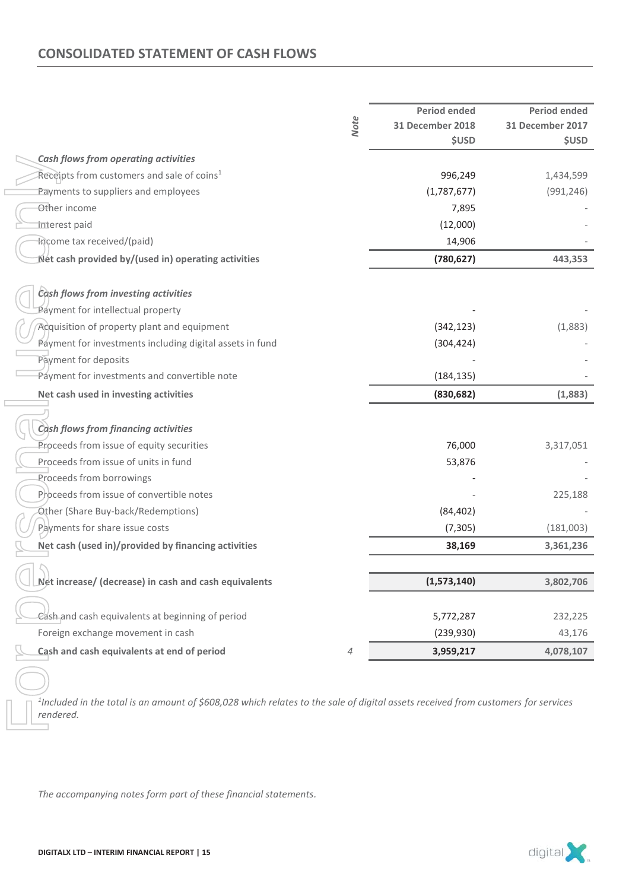# CONSOLIDATED STATEMENT OF CASH FLOWS

| | Note | Period ended 31 December 2018 $USD | Period ended 31 December 2017 $USD |
|---|---|---|---|
| ***Cash flows from operating activities*** | | | |
| Receipts from customers and sale of coins[1] | | 996,249 | 1,434,599 |
| Payments to suppliers and employees | | (1,787,677) | (991,246) |
| Other income | | 7,895 | - |
| Interest paid | | (12,000) | - |
| Income tax received/(paid) | | 14,906 | - |
| **Net cash provided by/(used in) operating activities** | | **(780,627)** | **443,353** |
| ***Cash flows from investing activities*** | | | |
| Payment for intellectual property | | - | - |
| Acquisition of property plant and equipment | | (342,123) | (1,883) |
| Payment for investments including digital assets in fund | | (304,424) | - |
| Payment for deposits | | - | - |
| Payment for investments and convertible note | | (184,135) | - |
| **Net cash used in investing activities** | | **(830,682)** | **(1,883)** |
| ***Cash flows from financing activities*** | | | |
| Proceeds from issue of equity securities | | 76,000 | 3,317,051 |
| Proceeds from issue of units in fund | | 53,876 | - |
| Proceeds from borrowings | | - | - |
| Proceeds from issue of convertible notes | | - | 225,188 |
| Other (Share Buy-back/Redemptions) | | (84,402) | - |
| Payments for share issue costs | | (7,305) | (181,003) |
| **Net cash (used in)/provided by financing activities** | | **38,169** | **3,361,236** |
| **Net increase/ (decrease) in cash and cash equivalents** | | **(1,573,140)** | **3,802,706** |
| Cash and cash equivalents at beginning of period | | 5,772,287 | 232,225 |
| Foreign exchange movement in cash | | (239,930) | 43,176 |
| **Cash and cash equivalents at end of period** | 4 | **3,959,217** | **4,078,107** |

*[1]Included in the total is an amount of $608,028 which relates to the sale of digital assets received from customers for services rendered.*

*The accompanying notes form part of these financial statements.*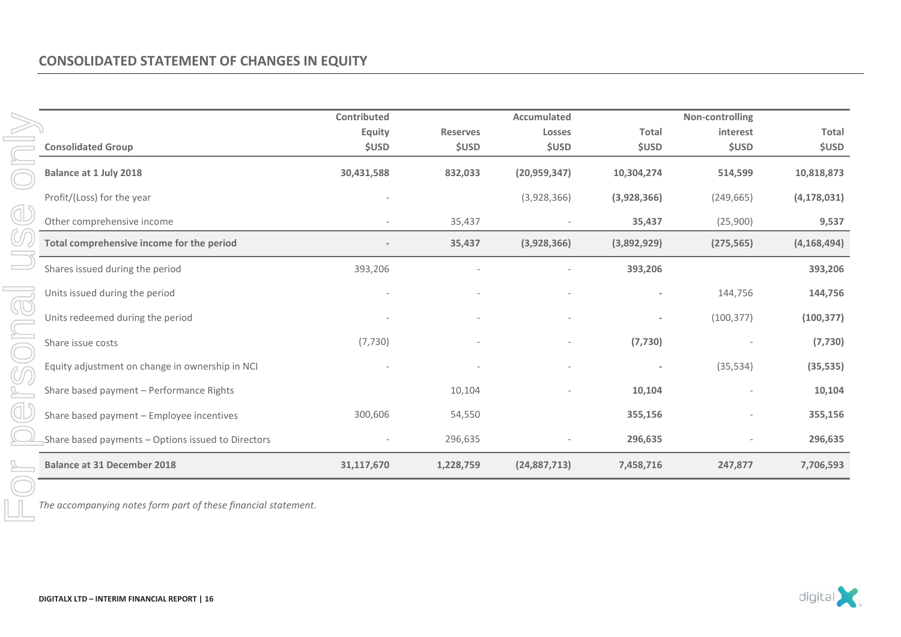## CONSOLIDATED STATEMENT OF CHANGES IN EQUITY

| Consolidated Group | Contributed Equity $USD | Reserves $USD | Accumulated Losses $USD | Total $USD | Non-controlling interest $USD | Total $USD |
|---|---|---|---|---|---|---|
| **Balance at 1 July 2018** | **30,431,588** | **832,033** | **(20,959,347)** | **10,304,274** | **514,599** | **10,818,873** |
| Profit/(Loss) for the year | - | | (3,928,366) | **(3,928,366)** | (249,665) | **(4,178,031)** |
| Other comprehensive income | - | 35,437 | - | **35,437** | (25,900) | **9,537** |
| **Total comprehensive income for the period** | **-** | **35,437** | **(3,928,366)** | **(3,892,929)** | **(275,565)** | **(4,168,494)** |
| Shares issued during the period | 393,206 | - | - | **393,206** | | **393,206** |
| Units issued during the period | - | - | - | **-** | 144,756 | **144,756** |
| Units redeemed during the period | - | - | - | **-** | (100,377) | **(100,377)** |
| Share issue costs | (7,730) | - | - | **(7,730)** | - | **(7,730)** |
| Equity adjustment on change in ownership in NCI | - | - | - | **-** | (35,534) | **(35,535)** |
| Share based payment – Performance Rights | | 10,104 | - | **10,104** | - | **10,104** |
| Share based payment – Employee incentives | 300,606 | 54,550 | | **355,156** | - | **355,156** |
| Share based payments – Options issued to Directors | - | 296,635 | - | **296,635** | - | **296,635** |
| **Balance at 31 December 2018** | **31,117,670** | **1,228,759** | **(24,887,713)** | **7,458,716** | **247,877** | **7,706,593** |

*The accompanying notes form part of these financial statement.*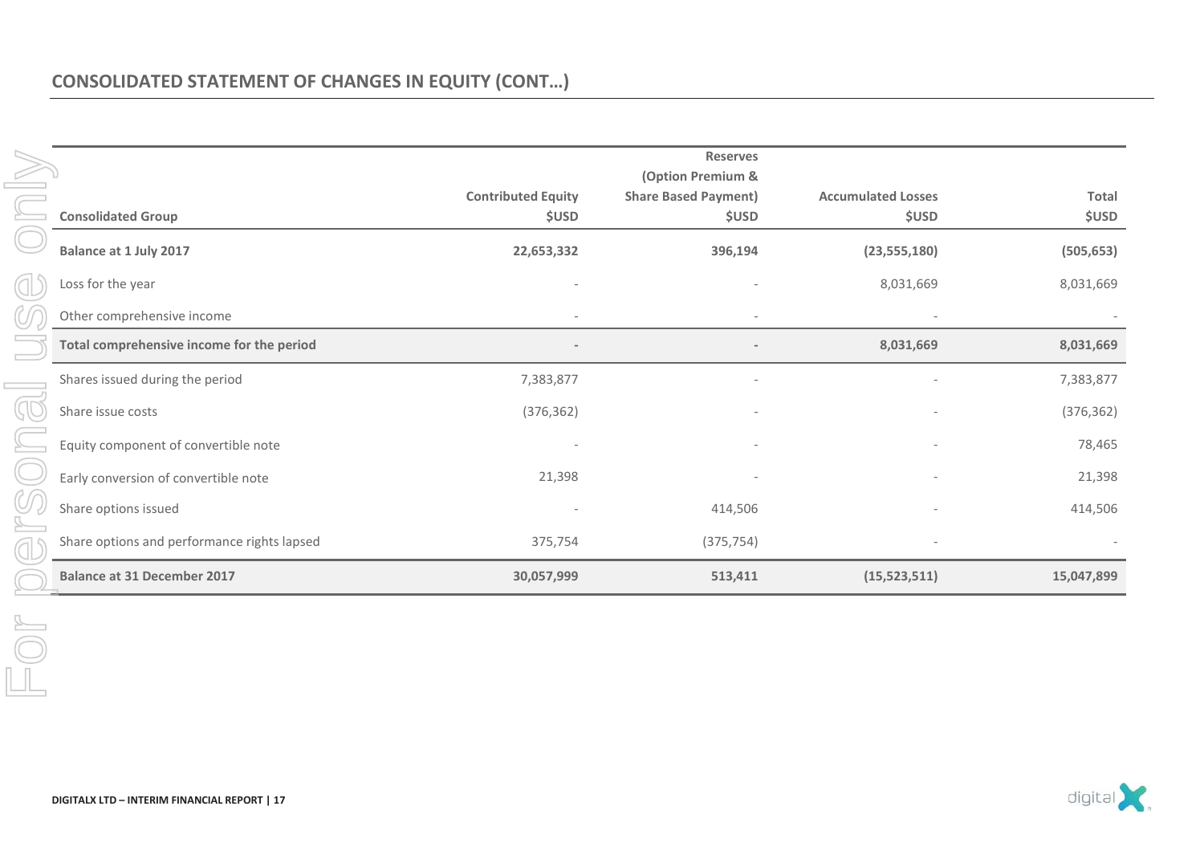## CONSOLIDATED STATEMENT OF CHANGES IN EQUITY (CONT…)

| Consolidated Group | Contributed Equity $USD | Reserves (Option Premium & Share Based Payment) $USD | Accumulated Losses $USD | Total $USD |
|---|---|---|---|---|
| **Balance at 1 July 2017** | **22,653,332** | **396,194** | **(23,555,180)** | **(505,653)** |
| Loss for the year | - | - | 8,031,669 | 8,031,669 |
| Other comprehensive income | - | - | - | - |
| **Total comprehensive income for the period** | **-** | **-** | **8,031,669** | **8,031,669** |
| Shares issued during the period | 7,383,877 | - | - | 7,383,877 |
| Share issue costs | (376,362) | - | - | (376,362) |
| Equity component of convertible note | - | - | - | 78,465 |
| Early conversion of convertible note | 21,398 | - | - | 21,398 |
| Share options issued | - | 414,506 | - | 414,506 |
| Share options and performance rights lapsed | 375,754 | (375,754) | - | - |
| **Balance at 31 December 2017** | **30,057,999** | **513,411** | **(15,523,511)** | **15,047,899** |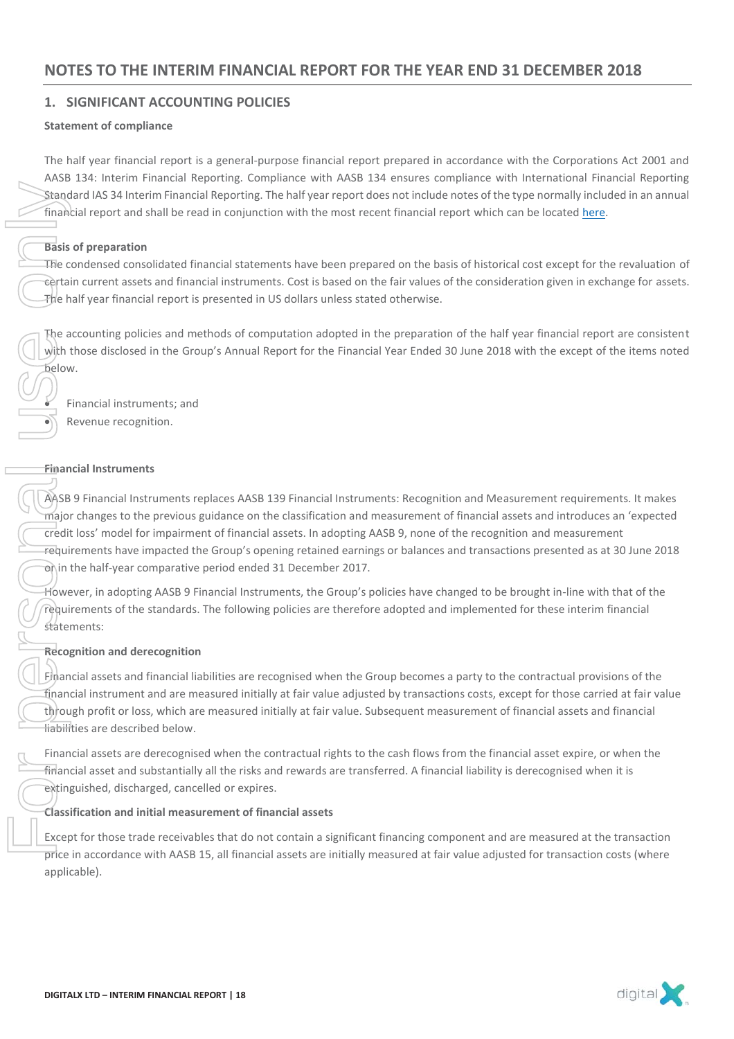# NOTES TO THE INTERIM FINANCIAL REPORT FOR THE YEAR END 31 DECEMBER 2018

## 1. SIGNIFICANT ACCOUNTING POLICIES

**Statement of compliance**

The half year financial report is a general-purpose financial report prepared in accordance with the Corporations Act 2001 and AASB 134: Interim Financial Reporting. Compliance with AASB 134 ensures compliance with International Financial Reporting Standard IAS 34 Interim Financial Reporting. The half year report does not include notes of the type normally included in an annual financial report and shall be read in conjunction with the most recent financial report which can be located here.

**Basis of preparation**

The condensed consolidated financial statements have been prepared on the basis of historical cost except for the revaluation of certain current assets and financial instruments. Cost is based on the fair values of the consideration given in exchange for assets. The half year financial report is presented in US dollars unless stated otherwise.

The accounting policies and methods of computation adopted in the preparation of the half year financial report are consistent with those disclosed in the Group's Annual Report for the Financial Year Ended 30 June 2018 with the except of the items noted below.

- Financial instruments; and
- Revenue recognition.

**Financial Instruments**

AASB 9 Financial Instruments replaces AASB 139 Financial Instruments: Recognition and Measurement requirements. It makes major changes to the previous guidance on the classification and measurement of financial assets and introduces an 'expected credit loss' model for impairment of financial assets. In adopting AASB 9, none of the recognition and measurement requirements have impacted the Group's opening retained earnings or balances and transactions presented as at 30 June 2018 or in the half-year comparative period ended 31 December 2017.

However, in adopting AASB 9 Financial Instruments, the Group's policies have changed to be brought in-line with that of the requirements of the standards. The following policies are therefore adopted and implemented for these interim financial statements:

**Recognition and derecognition**

Financial assets and financial liabilities are recognised when the Group becomes a party to the contractual provisions of the financial instrument and are measured initially at fair value adjusted by transactions costs, except for those carried at fair value through profit or loss, which are measured initially at fair value. Subsequent measurement of financial assets and financial liabilities are described below.

Financial assets are derecognised when the contractual rights to the cash flows from the financial asset expire, or when the financial asset and substantially all the risks and rewards are transferred. A financial liability is derecognised when it is extinguished, discharged, cancelled or expires.

**Classification and initial measurement of financial assets**

Except for those trade receivables that do not contain a significant financing component and are measured at the transaction price in accordance with AASB 15, all financial assets are initially measured at fair value adjusted for transaction costs (where applicable).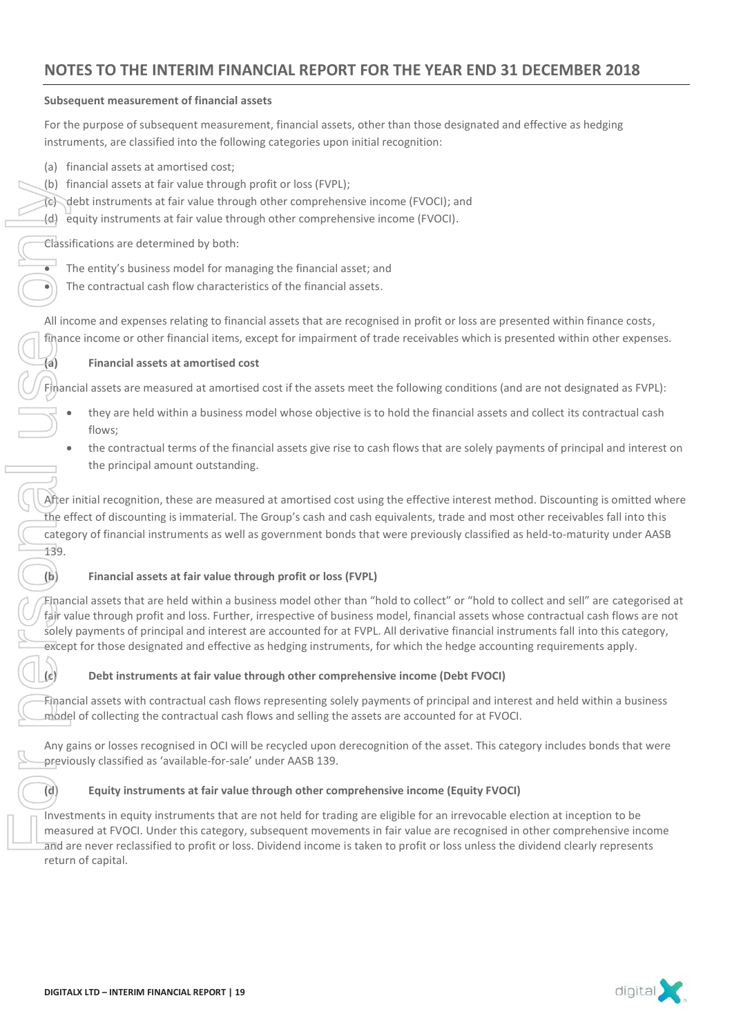# NOTES TO THE INTERIM FINANCIAL REPORT FOR THE YEAR END 31 DECEMBER 2018

**Subsequent measurement of financial assets**

For the purpose of subsequent measurement, financial assets, other than those designated and effective as hedging instruments, are classified into the following categories upon initial recognition:

(a) financial assets at amortised cost;
(b) financial assets at fair value through profit or loss (FVPL);
(c) debt instruments at fair value through other comprehensive income (FVOCI); and
(d) equity instruments at fair value through other comprehensive income (FVOCI).

Classifications are determined by both:

- The entity's business model for managing the financial asset; and
- The contractual cash flow characteristics of the financial assets.

All income and expenses relating to financial assets that are recognised in profit or loss are presented within finance costs, finance income or other financial items, except for impairment of trade receivables which is presented within other expenses.

**(a) Financial assets at amortised cost**

Financial assets are measured at amortised cost if the assets meet the following conditions (and are not designated as FVPL):

- they are held within a business model whose objective is to hold the financial assets and collect its contractual cash flows;
- the contractual terms of the financial assets give rise to cash flows that are solely payments of principal and interest on the principal amount outstanding.

After initial recognition, these are measured at amortised cost using the effective interest method. Discounting is omitted where the effect of discounting is immaterial. The Group's cash and cash equivalents, trade and most other receivables fall into this category of financial instruments as well as government bonds that were previously classified as held-to-maturity under AASB 139.

**(b) Financial assets at fair value through profit or loss (FVPL)**

Financial assets that are held within a business model other than "hold to collect" or "hold to collect and sell" are categorised at fair value through profit and loss. Further, irrespective of business model, financial assets whose contractual cash flows are not solely payments of principal and interest are accounted for at FVPL. All derivative financial instruments fall into this category, except for those designated and effective as hedging instruments, for which the hedge accounting requirements apply.

**(c) Debt instruments at fair value through other comprehensive income (Debt FVOCI)**

Financial assets with contractual cash flows representing solely payments of principal and interest and held within a business model of collecting the contractual cash flows and selling the assets are accounted for at FVOCI.

Any gains or losses recognised in OCI will be recycled upon derecognition of the asset. This category includes bonds that were previously classified as 'available-for-sale' under AASB 139.

**(d) Equity instruments at fair value through other comprehensive income (Equity FVOCI)**

Investments in equity instruments that are not held for trading are eligible for an irrevocable election at inception to be measured at FVOCI. Under this category, subsequent movements in fair value are recognised in other comprehensive income and are never reclassified to profit or loss. Dividend income is taken to profit or loss unless the dividend clearly represents return of capital.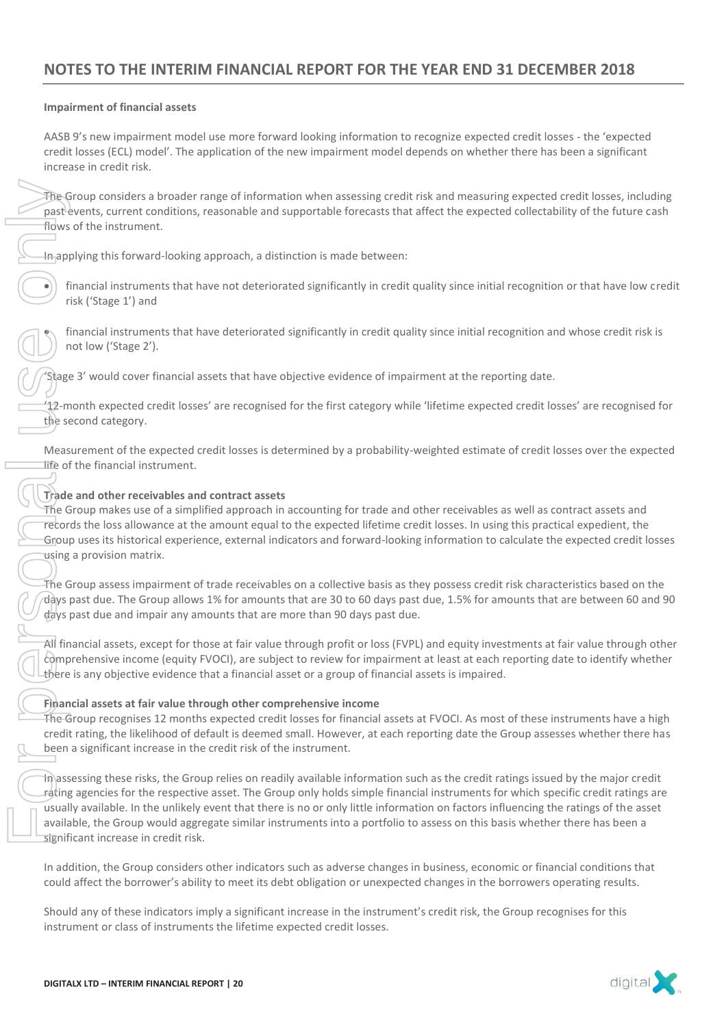**Impairment of financial assets**

AASB 9's new impairment model use more forward looking information to recognize expected credit losses - the 'expected credit losses (ECL) model'. The application of the new impairment model depends on whether there has been a significant increase in credit risk.

The Group considers a broader range of information when assessing credit risk and measuring expected credit losses, including past events, current conditions, reasonable and supportable forecasts that affect the expected collectability of the future cash flows of the instrument.

In applying this forward-looking approach, a distinction is made between:

- financial instruments that have not deteriorated significantly in credit quality since initial recognition or that have low credit risk ('Stage 1') and
- financial instruments that have deteriorated significantly in credit quality since initial recognition and whose credit risk is not low ('Stage 2').

'Stage 3' would cover financial assets that have objective evidence of impairment at the reporting date.

'12-month expected credit losses' are recognised for the first category while 'lifetime expected credit losses' are recognised for the second category.

Measurement of the expected credit losses is determined by a probability-weighted estimate of credit losses over the expected life of the financial instrument.

**Trade and other receivables and contract assets**

The Group makes use of a simplified approach in accounting for trade and other receivables as well as contract assets and records the loss allowance at the amount equal to the expected lifetime credit losses. In using this practical expedient, the Group uses its historical experience, external indicators and forward-looking information to calculate the expected credit losses using a provision matrix.

The Group assess impairment of trade receivables on a collective basis as they possess credit risk characteristics based on the days past due. The Group allows 1% for amounts that are 30 to 60 days past due, 1.5% for amounts that are between 60 and 90 days past due and impair any amounts that are more than 90 days past due.

All financial assets, except for those at fair value through profit or loss (FVPL) and equity investments at fair value through other comprehensive income (equity FVOCI), are subject to review for impairment at least at each reporting date to identify whether there is any objective evidence that a financial asset or a group of financial assets is impaired.

**Financial assets at fair value through other comprehensive income**

The Group recognises 12 months expected credit losses for financial assets at FVOCI. As most of these instruments have a high credit rating, the likelihood of default is deemed small. However, at each reporting date the Group assesses whether there has been a significant increase in the credit risk of the instrument.

In assessing these risks, the Group relies on readily available information such as the credit ratings issued by the major credit rating agencies for the respective asset. The Group only holds simple financial instruments for which specific credit ratings are usually available. In the unlikely event that there is no or only little information on factors influencing the ratings of the asset available, the Group would aggregate similar instruments into a portfolio to assess on this basis whether there has been a significant increase in credit risk.

In addition, the Group considers other indicators such as adverse changes in business, economic or financial conditions that could affect the borrower's ability to meet its debt obligation or unexpected changes in the borrowers operating results.

Should any of these indicators imply a significant increase in the instrument's credit risk, the Group recognises for this instrument or class of instruments the lifetime expected credit losses.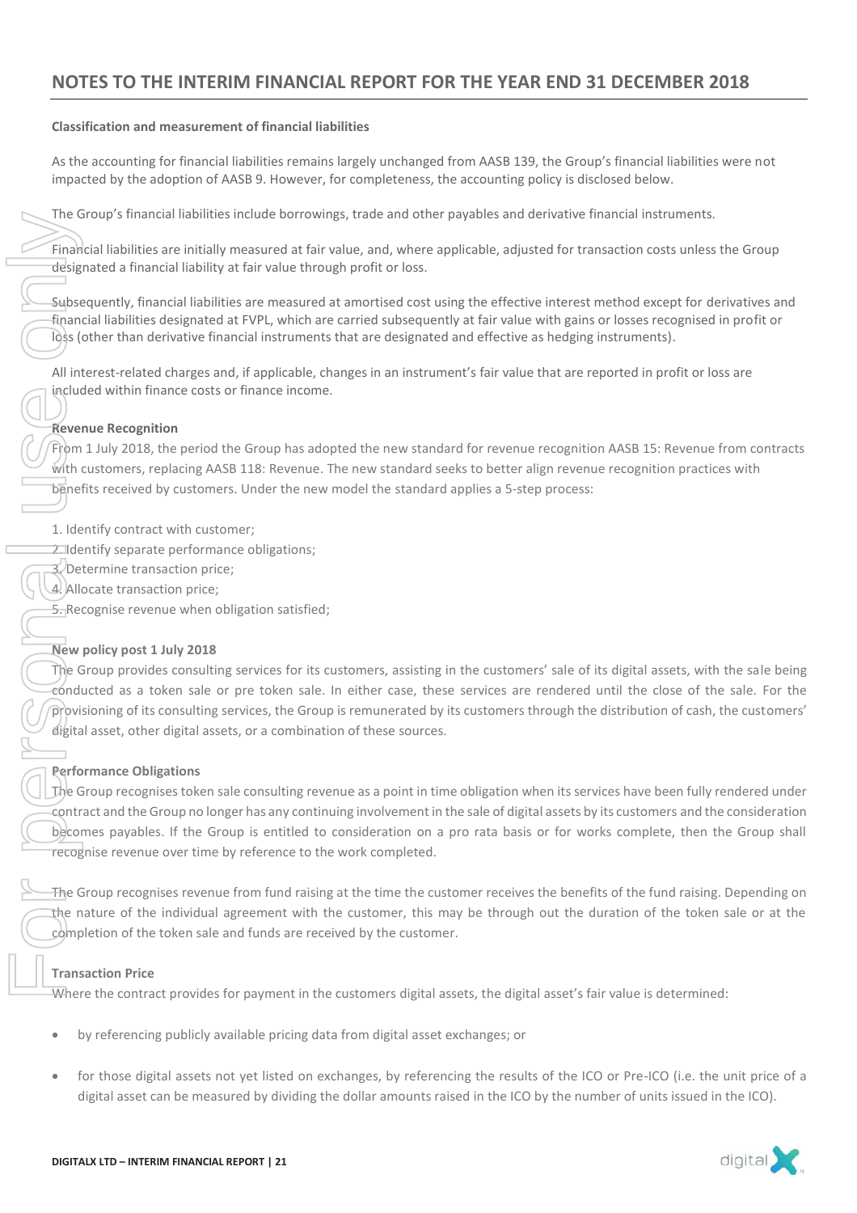# NOTES TO THE INTERIM FINANCIAL REPORT FOR THE YEAR END 31 DECEMBER 2018

**Classification and measurement of financial liabilities**

As the accounting for financial liabilities remains largely unchanged from AASB 139, the Group's financial liabilities were not impacted by the adoption of AASB 9. However, for completeness, the accounting policy is disclosed below.

The Group's financial liabilities include borrowings, trade and other payables and derivative financial instruments.

Financial liabilities are initially measured at fair value, and, where applicable, adjusted for transaction costs unless the Group designated a financial liability at fair value through profit or loss.

Subsequently, financial liabilities are measured at amortised cost using the effective interest method except for derivatives and financial liabilities designated at FVPL, which are carried subsequently at fair value with gains or losses recognised in profit or loss (other than derivative financial instruments that are designated and effective as hedging instruments).

All interest-related charges and, if applicable, changes in an instrument's fair value that are reported in profit or loss are included within finance costs or finance income.

**Revenue Recognition**

From 1 July 2018, the period the Group has adopted the new standard for revenue recognition AASB 15: Revenue from contracts with customers, replacing AASB 118: Revenue. The new standard seeks to better align revenue recognition practices with benefits received by customers. Under the new model the standard applies a 5-step process:

1. Identify contract with customer;
2. Identify separate performance obligations;
3. Determine transaction price;
4. Allocate transaction price;
5. Recognise revenue when obligation satisfied;

**New policy post 1 July 2018**

The Group provides consulting services for its customers, assisting in the customers' sale of its digital assets, with the sale being conducted as a token sale or pre token sale. In either case, these services are rendered until the close of the sale. For the provisioning of its consulting services, the Group is remunerated by its customers through the distribution of cash, the customers' digital asset, other digital assets, or a combination of these sources.

**Performance Obligations**

The Group recognises token sale consulting revenue as a point in time obligation when its services have been fully rendered under contract and the Group no longer has any continuing involvement in the sale of digital assets by its customers and the consideration becomes payables. If the Group is entitled to consideration on a pro rata basis or for works complete, then the Group shall recognise revenue over time by reference to the work completed.

The Group recognises revenue from fund raising at the time the customer receives the benefits of the fund raising. Depending on the nature of the individual agreement with the customer, this may be through out the duration of the token sale or at the completion of the token sale and funds are received by the customer.

**Transaction Price**

Where the contract provides for payment in the customers digital assets, the digital asset's fair value is determined:

- by referencing publicly available pricing data from digital asset exchanges; or
- for those digital assets not yet listed on exchanges, by referencing the results of the ICO or Pre-ICO (i.e. the unit price of a digital asset can be measured by dividing the dollar amounts raised in the ICO by the number of units issued in the ICO).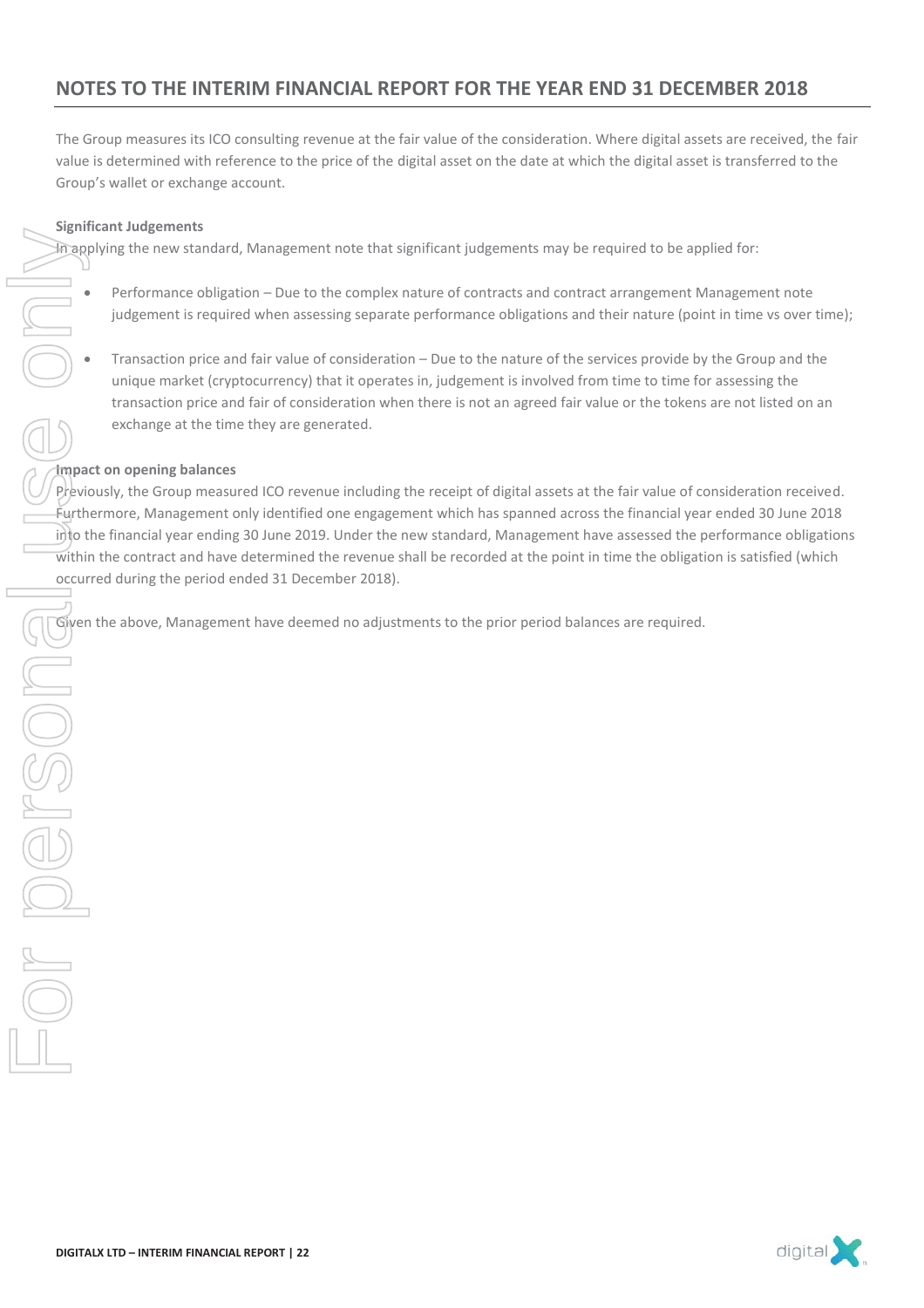# NOTES TO THE INTERIM FINANCIAL REPORT FOR THE YEAR END 31 DECEMBER 2018

The Group measures its ICO consulting revenue at the fair value of the consideration. Where digital assets are received, the fair value is determined with reference to the price of the digital asset on the date at which the digital asset is transferred to the Group's wallet or exchange account.

**Significant Judgements**

In applying the new standard, Management note that significant judgements may be required to be applied for:

- Performance obligation – Due to the complex nature of contracts and contract arrangement Management note judgement is required when assessing separate performance obligations and their nature (point in time vs over time);
- Transaction price and fair value of consideration – Due to the nature of the services provide by the Group and the unique market (cryptocurrency) that it operates in, judgement is involved from time to time for assessing the transaction price and fair of consideration when there is not an agreed fair value or the tokens are not listed on an exchange at the time they are generated.

**Impact on opening balances**

Previously, the Group measured ICO revenue including the receipt of digital assets at the fair value of consideration received. Furthermore, Management only identified one engagement which has spanned across the financial year ended 30 June 2018 into the financial year ending 30 June 2019. Under the new standard, Management have assessed the performance obligations within the contract and have determined the revenue shall be recorded at the point in time the obligation is satisfied (which occurred during the period ended 31 December 2018).

Given the above, Management have deemed no adjustments to the prior period balances are required.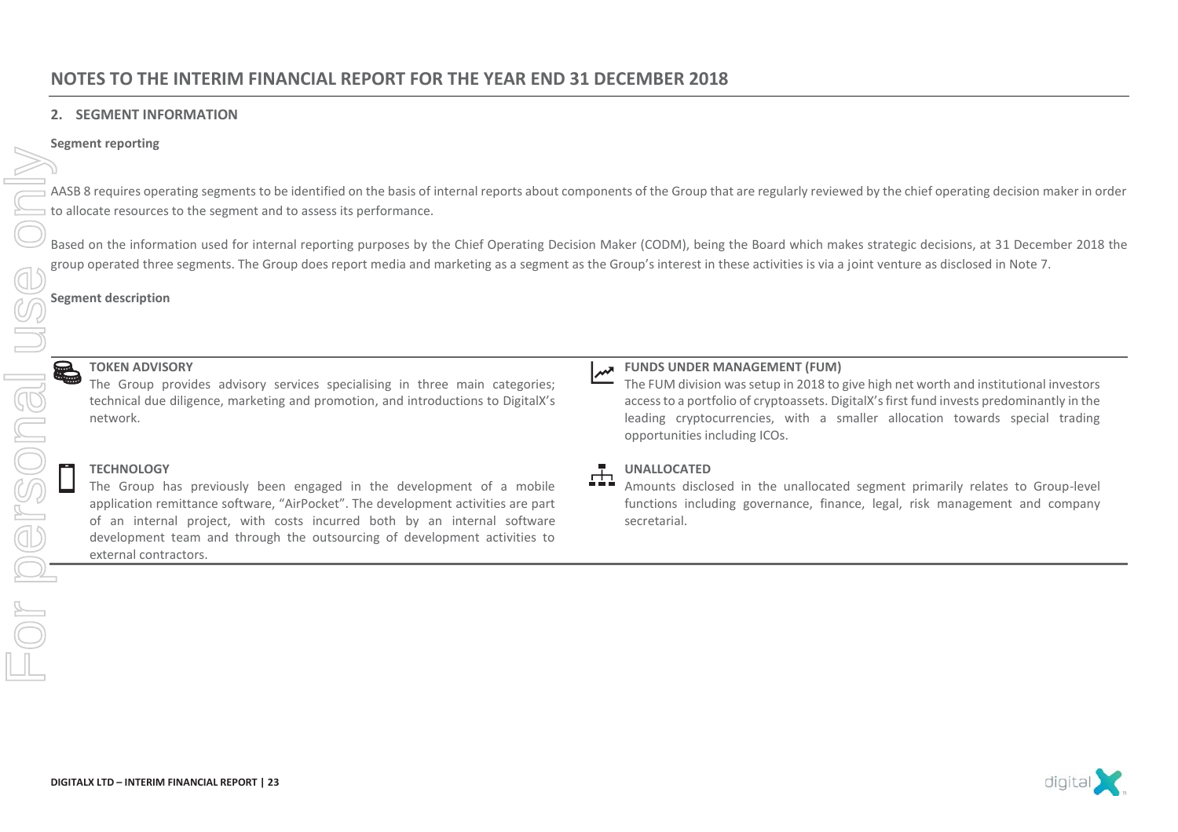# NOTES TO THE INTERIM FINANCIAL REPORT FOR THE YEAR END 31 DECEMBER 2018

## 2. SEGMENT INFORMATION

**Segment reporting**

AASB 8 requires operating segments to be identified on the basis of internal reports about components of the Group that are regularly reviewed by the chief operating decision maker in order to allocate resources to the segment and to assess its performance.

Based on the information used for internal reporting purposes by the Chief Operating Decision Maker (CODM), being the Board which makes strategic decisions, at 31 December 2018 the group operated three segments. The Group does report media and marketing as a segment as the Group's interest in these activities is via a joint venture as disclosed in Note 7.

**Segment description**

**TOKEN ADVISORY**
The Group provides advisory services specialising in three main categories; technical due diligence, marketing and promotion, and introductions to DigitalX's network.

**TECHNOLOGY**
The Group has previously been engaged in the development of a mobile application remittance software, "AirPocket". The development activities are part of an internal project, with costs incurred both by an internal software development team and through the outsourcing of development activities to external contractors.

**FUNDS UNDER MANAGEMENT (FUM)**
The FUM division was setup in 2018 to give high net worth and institutional investors access to a portfolio of cryptoassets. DigitalX's first fund invests predominantly in the leading cryptocurrencies, with a smaller allocation towards special trading opportunities including ICOs.

**UNALLOCATED**
Amounts disclosed in the unallocated segment primarily relates to Group-level functions including governance, finance, legal, risk management and company secretarial.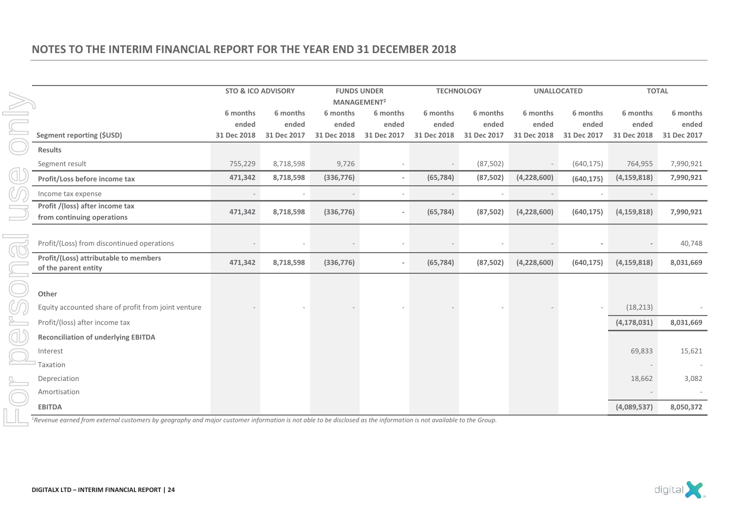## NOTES TO THE INTERIM FINANCIAL REPORT FOR THE YEAR END 31 DECEMBER 2018

| Segment reporting ($USD) | STO & ICO ADVISORY | | FUNDS UNDER MANAGEMENT[2] | | TECHNOLOGY | | UNALLOCATED | | TOTAL | |
|---|---|---|---|---|---|---|---|---|---|---|
| | 6 months ended 31 Dec 2018 | 6 months ended 31 Dec 2017 | 6 months ended 31 Dec 2018 | 6 months ended 31 Dec 2017 | 6 months ended 31 Dec 2018 | 6 months ended 31 Dec 2017 | 6 months ended 31 Dec 2018 | 6 months ended 31 Dec 2017 | 6 months ended 31 Dec 2018 | 6 months ended 31 Dec 2017 |
| **Results** | | | | | | | | | | |
| Segment result | 755,229 | 8,718,598 | 9,726 | - | - | (87,502) | - | (640,175) | 764,955 | 7,990,921 |
| **Profit/Loss before income tax** | **471,342** | **8,718,598** | **(336,776)** | **-** | **(65,784)** | **(87,502)** | **(4,228,600)** | **(640,175)** | **(4,159,818)** | **7,990,921** |
| Income tax expense | - | - | - | - | - | - | - | - | - | |
| **Profit /(loss) after income tax from continuing operations** | **471,342** | **8,718,598** | **(336,776)** | **-** | **(65,784)** | **(87,502)** | **(4,228,600)** | **(640,175)** | **(4,159,818)** | **7,990,921** |
| Profit/(Loss) from discontinued operations | - | - | - | - | - | - | - | - | - | 40,748 |
| **Profit/(Loss) attributable to members of the parent entity** | **471,342** | **8,718,598** | **(336,776)** | **-** | **(65,784)** | **(87,502)** | **(4,228,600)** | **(640,175)** | **(4,159,818)** | **8,031,669** |
| **Other** | | | | | | | | | | |
| Equity accounted share of profit from joint venture | - | - | - | - | - | - | - | - | (18,213) | - |
| Profit/(loss) after income tax | | | | | | | | | **(4,178,031)** | **8,031,669** |
| **Reconciliation of underlying EBITDA** | | | | | | | | | | |
| Interest | | | | | | | | | 69,833 | 15,621 |
| Taxation | | | | | | | | | - | - |
| Depreciation | | | | | | | | | 18,662 | 3,082 |
| Amortisation | | | | | | | | | - | - |
| **EBITDA** | | | | | | | | | **(4,089,537)** | **8,050,372** |

*[1]Revenue earned from external customers by geography and major customer information is not able to be disclosed as the information is not available to the Group.*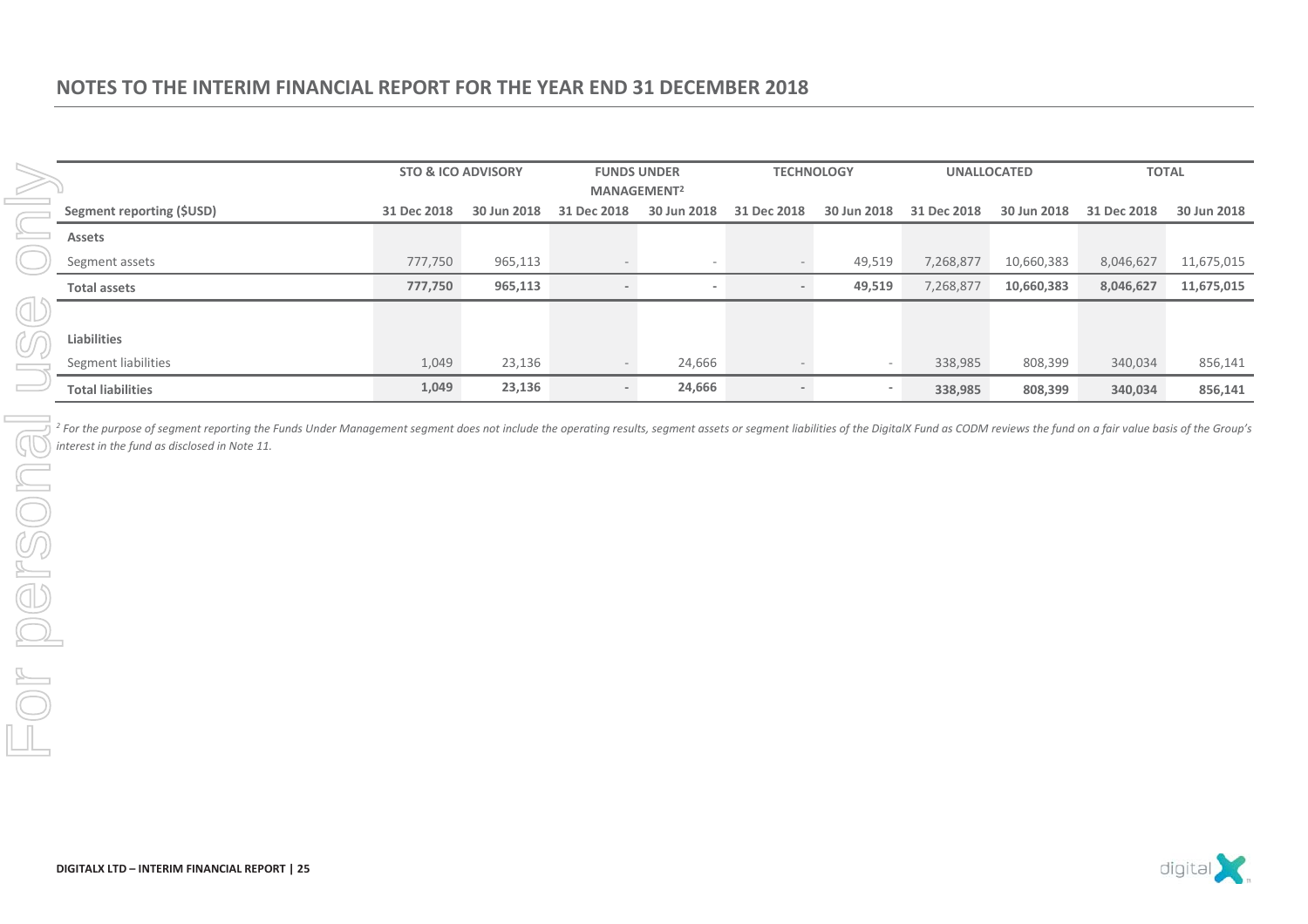## NOTES TO THE INTERIM FINANCIAL REPORT FOR THE YEAR END 31 DECEMBER 2018

| | STO & ICO ADVISORY | | FUNDS UNDER MANAGEMENT[2] | | TECHNOLOGY | | UNALLOCATED | | TOTAL | |
|---|---|---|---|---|---|---|---|---|---|---|
| **Segment reporting ($USD)** | **31 Dec 2018** | **30 Jun 2018** | **31 Dec 2018** | **30 Jun 2018** | **31 Dec 2018** | **30 Jun 2018** | **31 Dec 2018** | **30 Jun 2018** | **31 Dec 2018** | **30 Jun 2018** |
| **Assets** | | | | | | | | | | |
| Segment assets | 777,750 | 965,113 | - | - | - | 49,519 | 7,268,877 | 10,660,383 | 8,046,627 | 11,675,015 |
| **Total assets** | **777,750** | **965,113** | - | - | - | **49,519** | 7,268,877 | **10,660,383** | **8,046,627** | **11,675,015** |
| | | | | | | | | | | |
| **Liabilities** | | | | | | | | | | |
| Segment liabilities | 1,049 | 23,136 | - | 24,666 | - | - | 338,985 | 808,399 | 340,034 | 856,141 |
| **Total liabilities** | **1,049** | **23,136** | - | **24,666** | - | - | **338,985** | **808,399** | **340,034** | **856,141** |

*[2] For the purpose of segment reporting the Funds Under Management segment does not include the operating results, segment assets or segment liabilities of the DigitalX Fund as CODM reviews the fund on a fair value basis of the Group's interest in the fund as disclosed in Note 11.*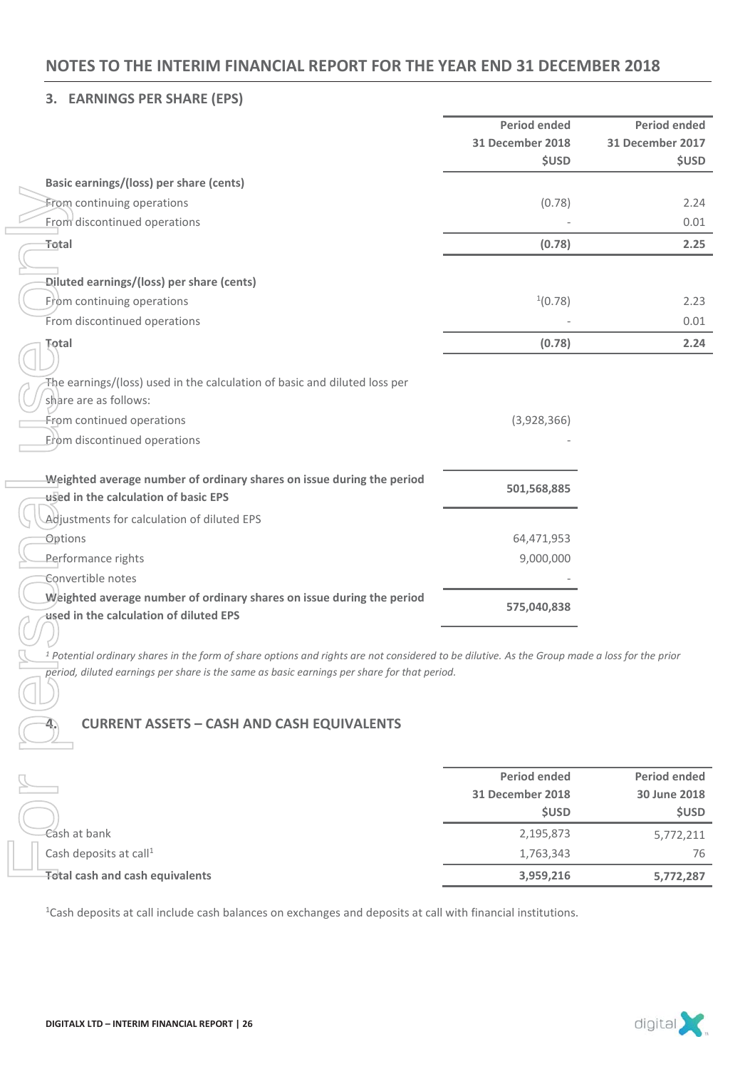# NOTES TO THE INTERIM FINANCIAL REPORT FOR THE YEAR END 31 DECEMBER 2018

## 3. EARNINGS PER SHARE (EPS)

| | Period ended 31 December 2018 $USD | Period ended 31 December 2017 $USD |
|---|---|---|
| **Basic earnings/(loss) per share (cents)** | | |
| From continuing operations | (0.78) | 2.24 |
| From discontinued operations | - | 0.01 |
| **Total** | **(0.78)** | **2.25** |
| | | |
| **Diluted earnings/(loss) per share (cents)** | | |
| From continuing operations | [1](0.78) | 2.23 |
| From discontinued operations | - | 0.01 |
| **Total** | **(0.78)** | **2.24** |
| | | |
| The earnings/(loss) used in the calculation of basic and diluted loss per share are as follows: | | |
| From continued operations | (3,928,366) | |
| From discontinued operations | - | |
| | | |
| **Weighted average number of ordinary shares on issue during the period used in the calculation of basic EPS** | **501,568,885** | |
| Adjustments for calculation of diluted EPS | | |
| Options | 64,471,953 | |
| Performance rights | 9,000,000 | |
| Convertible notes | - | |
| **Weighted average number of ordinary shares on issue during the period used in the calculation of diluted EPS** | **575,040,838** | |

*[1] Potential ordinary shares in the form of share options and rights are not considered to be dilutive. As the Group made a loss for the prior period, diluted earnings per share is the same as basic earnings per share for that period.*

## 4. CURRENT ASSETS – CASH AND CASH EQUIVALENTS

| | Period ended 31 December 2018 $USD | Period ended 30 June 2018 $USD |
|---|---|---|
| Cash at bank | 2,195,873 | 5,772,211 |
| Cash deposits at call[1] | 1,763,343 | 76 |
| **Total cash and cash equivalents** | **3,959,216** | **5,772,287** |

[1]Cash deposits at call include cash balances on exchanges and deposits at call with financial institutions.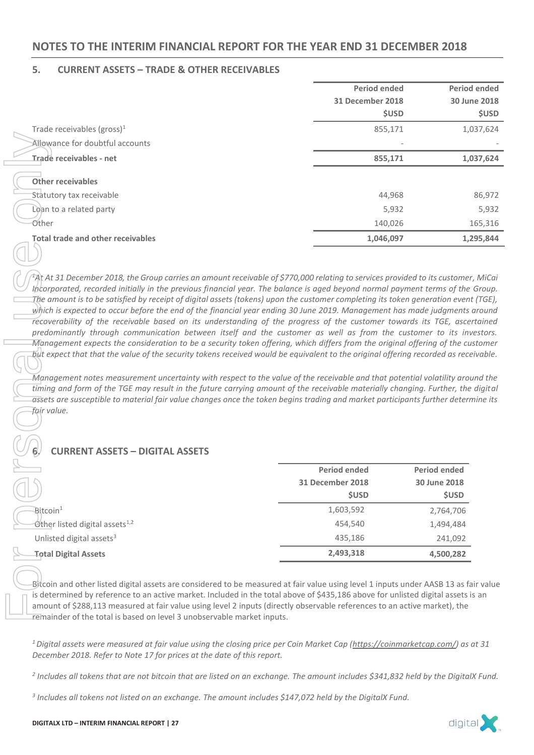## NOTES TO THE INTERIM FINANCIAL REPORT FOR THE YEAR END 31 DECEMBER 2018

### 5. CURRENT ASSETS – TRADE & OTHER RECEIVABLES

| | Period ended 31 December 2018 $USD | Period ended 30 June 2018 $USD |
|---|---|---|
| Trade receivables (gross)[1] | 855,171 | 1,037,624 |
| Allowance for doubtful accounts | - | - |
| **Trade receivables - net** | **855,171** | **1,037,624** |
| **Other receivables** | | |
| Statutory tax receivable | 44,968 | 86,972 |
| Loan to a related party | 5,932 | 5,932 |
| Other | 140,026 | 165,316 |
| **Total trade and other receivables** | **1,046,097** | **1,295,844** |

*[1]At At 31 December 2018, the Group carries an amount receivable of $770,000 relating to services provided to its customer, MiCai Incorporated, recorded initially in the previous financial year. The balance is aged beyond normal payment terms of the Group. The amount is to be satisfied by receipt of digital assets (tokens) upon the customer completing its token generation event (TGE), which is expected to occur before the end of the financial year ending 30 June 2019. Management has made judgments around recoverability of the receivable based on its understanding of the progress of the customer towards its TGE, ascertained predominantly through communication between itself and the customer as well as from the customer to its investors. Management expects the consideration to be a security token offering, which differs from the original offering of the customer but expect that that the value of the security tokens received would be equivalent to the original offering recorded as receivable.*

*Management notes measurement uncertainty with respect to the value of the receivable and that potential volatility around the timing and form of the TGE may result in the future carrying amount of the receivable materially changing. Further, the digital assets are susceptible to material fair value changes once the token begins trading and market participants further determine its fair value.*

### 6. CURRENT ASSETS – DIGITAL ASSETS

| | Period ended 31 December 2018 $USD | Period ended 30 June 2018 $USD |
|---|---|---|
| Bitcoin[1] | 1,603,592 | 2,764,706 |
| Other listed digital assets[1,2] | 454,540 | 1,494,484 |
| Unlisted digital assets[3] | 435,186 | 241,092 |
| **Total Digital Assets** | **2,493,318** | **4,500,282** |

Bitcoin and other listed digital assets are considered to be measured at fair value using level 1 inputs under AASB 13 as fair value is determined by reference to an active market. Included in the total above of $435,186 above for unlisted digital assets is an amount of $288,113 measured at fair value using level 2 inputs (directly observable references to an active market), the remainder of the total is based on level 3 unobservable market inputs.

*[1] Digital assets were measured at fair value using the closing price per Coin Market Cap (https://coinmarketcap.com/) as at 31 December 2018. Refer to Note 17 for prices at the date of this report.*

*[2] Includes all tokens that are not bitcoin that are listed on an exchange. The amount includes $341,832 held by the DigitalX Fund.*

*[3] Includes all tokens not listed on an exchange. The amount includes $147,072 held by the DigitalX Fund.*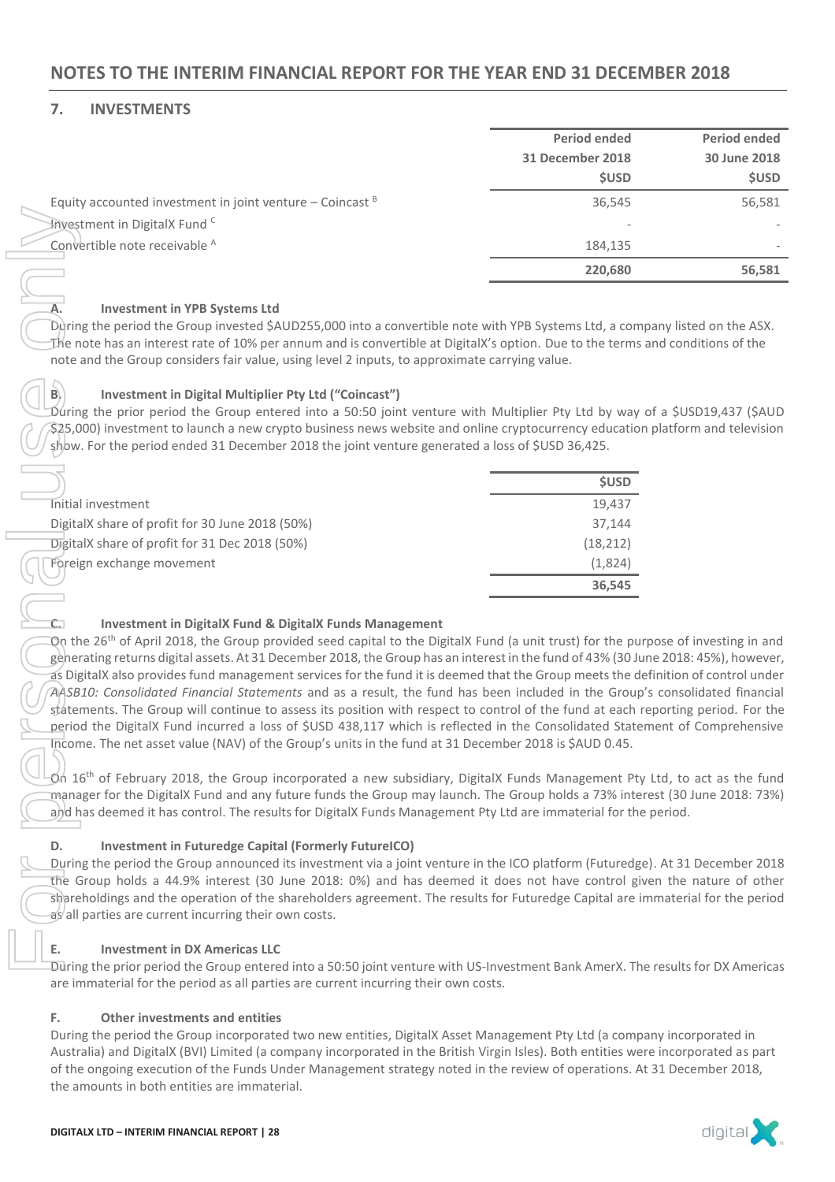## NOTES TO THE INTERIM FINANCIAL REPORT FOR THE YEAR END 31 DECEMBER 2018

### 7. INVESTMENTS

| | Period ended 31 December 2018 $USD | Period ended 30 June 2018 $USD |
|---|---|---|
| Equity accounted investment in joint venture – Coincast [B] | 36,545 | 56,581 |
| Investment in DigitalX Fund [C] | - | - |
| Convertible note receivable [A] | 184,135 | - |
| | **220,680** | **56,581** |

**A. Investment in YPB Systems Ltd**

During the period the Group invested $AUD255,000 into a convertible note with YPB Systems Ltd, a company listed on the ASX. The note has an interest rate of 10% per annum and is convertible at DigitalX's option. Due to the terms and conditions of the note and the Group considers fair value, using level 2 inputs, to approximate carrying value.

**B. Investment in Digital Multiplier Pty Ltd ("Coincast")**

During the prior period the Group entered into a 50:50 joint venture with Multiplier Pty Ltd by way of a $USD19,437 ($AUD $25,000) investment to launch a new crypto business news website and online cryptocurrency education platform and television show. For the period ended 31 December 2018 the joint venture generated a loss of $USD 36,425.

| | $USD |
|---|---|
| Initial investment | 19,437 |
| DigitalX share of profit for 30 June 2018 (50%) | 37,144 |
| DigitalX share of profit for 31 Dec 2018 (50%) | (18,212) |
| Foreign exchange movement | (1,824) |
| | **36,545** |

**C. Investment in DigitalX Fund & DigitalX Funds Management**

On the 26th of April 2018, the Group provided seed capital to the DigitalX Fund (a unit trust) for the purpose of investing in and generating returns digital assets. At 31 December 2018, the Group has an interest in the fund of 43% (30 June 2018: 45%), however, as DigitalX also provides fund management services for the fund it is deemed that the Group meets the definition of control under *AASB10: Consolidated Financial Statements* and as a result, the fund has been included in the Group's consolidated financial statements. The Group will continue to assess its position with respect to control of the fund at each reporting period. For the period the DigitalX Fund incurred a loss of $USD 438,117 which is reflected in the Consolidated Statement of Comprehensive Income. The net asset value (NAV) of the Group's units in the fund at 31 December 2018 is $AUD 0.45.

On 16th of February 2018, the Group incorporated a new subsidiary, DigitalX Funds Management Pty Ltd, to act as the fund manager for the DigitalX Fund and any future funds the Group may launch. The Group holds a 73% interest (30 June 2018: 73%) and has deemed it has control. The results for DigitalX Funds Management Pty Ltd are immaterial for the period.

**D. Investment in Futuredge Capital (Formerly FutureICO)**

During the period the Group announced its investment via a joint venture in the ICO platform (Futuredge). At 31 December 2018 the Group holds a 44.9% interest (30 June 2018: 0%) and has deemed it does not have control given the nature of other shareholdings and the operation of the shareholders agreement. The results for Futuredge Capital are immaterial for the period as all parties are current incurring their own costs.

**E. Investment in DX Americas LLC**

During the prior period the Group entered into a 50:50 joint venture with US-Investment Bank AmerX. The results for DX Americas are immaterial for the period as all parties are current incurring their own costs.

**F. Other investments and entities**

During the period the Group incorporated two new entities, DigitalX Asset Management Pty Ltd (a company incorporated in Australia) and DigitalX (BVI) Limited (a company incorporated in the British Virgin Isles). Both entities were incorporated as part of the ongoing execution of the Funds Under Management strategy noted in the review of operations. At 31 December 2018, the amounts in both entities are immaterial.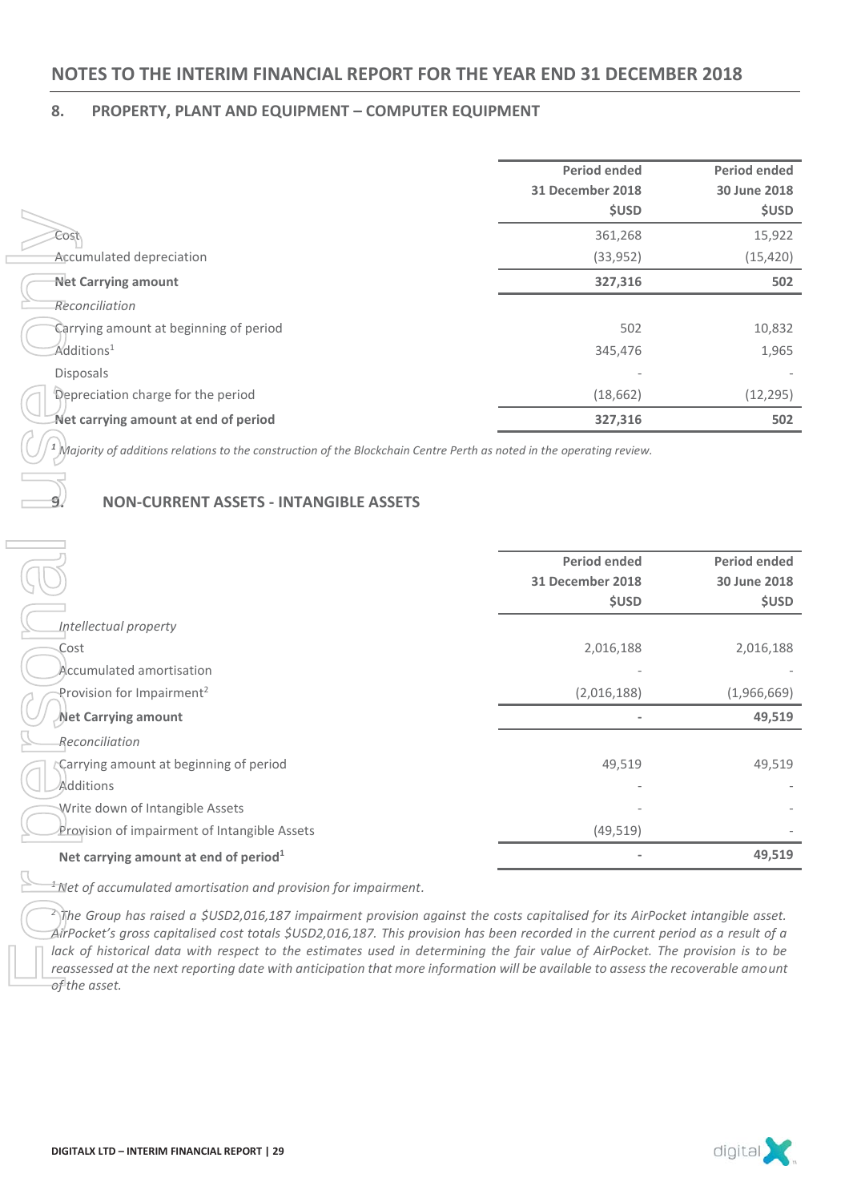## NOTES TO THE INTERIM FINANCIAL REPORT FOR THE YEAR END 31 DECEMBER 2018

### 8. PROPERTY, PLANT AND EQUIPMENT – COMPUTER EQUIPMENT

| | Period ended 31 December 2018 $USD | Period ended 30 June 2018 $USD |
|---|---|---|
| Cost | 361,268 | 15,922 |
| Accumulated depreciation | (33,952) | (15,420) |
| **Net Carrying amount** | **327,316** | **502** |
| *Reconciliation* | | |
| Carrying amount at beginning of period | 502 | 10,832 |
| Additions[1] | 345,476 | 1,965 |
| Disposals | - | - |
| Depreciation charge for the period | (18,662) | (12,295) |
| **Net carrying amount at end of period** | **327,316** | **502** |

*[1] Majority of additions relations to the construction of the Blockchain Centre Perth as noted in the operating review.*

### 9. NON-CURRENT ASSETS - INTANGIBLE ASSETS

| | Period ended 31 December 2018 $USD | Period ended 30 June 2018 $USD |
|---|---|---|
| *Intellectual property* | | |
| Cost | 2,016,188 | 2,016,188 |
| Accumulated amortisation | - | - |
| Provision for Impairment[2] | (2,016,188) | (1,966,669) |
| **Net Carrying amount** | - | **49,519** |
| *Reconciliation* | | |
| Carrying amount at beginning of period | 49,519 | 49,519 |
| Additions | - | - |
| Write down of Intangible Assets | - | - |
| Provision of impairment of Intangible Assets | (49,519) | - |
| **Net carrying amount at end of period[1]** | - | **49,519** |

*[1] Net of accumulated amortisation and provision for impairment.*

*[2] The Group has raised a $USD2,016,187 impairment provision against the costs capitalised for its AirPocket intangible asset. AirPocket's gross capitalised cost totals $USD2,016,187. This provision has been recorded in the current period as a result of a lack of historical data with respect to the estimates used in determining the fair value of AirPocket. The provision is to be reassessed at the next reporting date with anticipation that more information will be available to assess the recoverable amount of the asset.*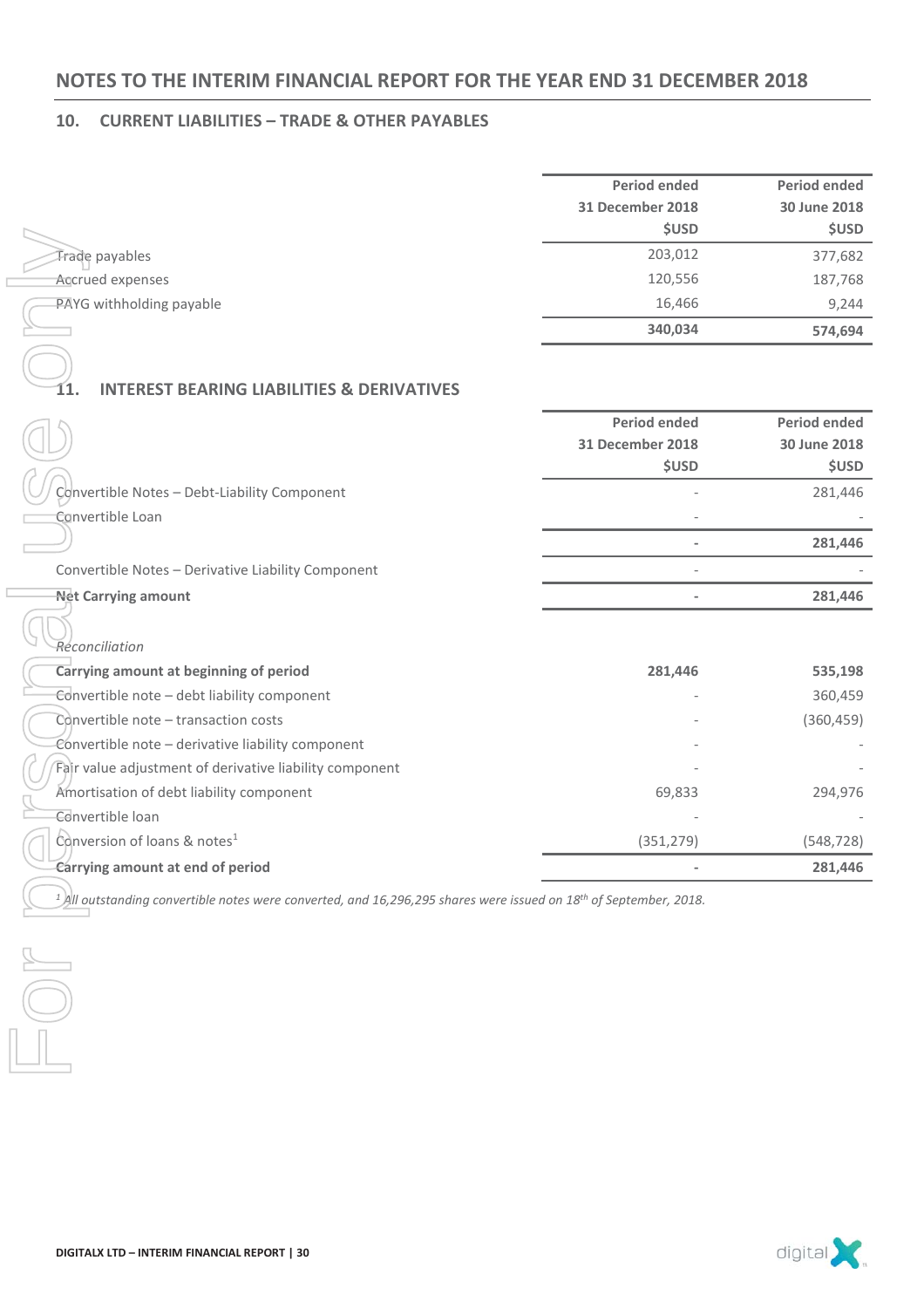# NOTES TO THE INTERIM FINANCIAL REPORT FOR THE YEAR END 31 DECEMBER 2018

## 10. CURRENT LIABILITIES – TRADE & OTHER PAYABLES

| | Period ended 31 December 2018 $USD | Period ended 30 June 2018 $USD |
|---|---|---|
| Trade payables | 203,012 | 377,682 |
| Accrued expenses | 120,556 | 187,768 |
| PAYG withholding payable | 16,466 | 9,244 |
| | **340,034** | **574,694** |

## 11. INTEREST BEARING LIABILITIES & DERIVATIVES

| | Period ended 31 December 2018 $USD | Period ended 30 June 2018 $USD |
|---|---|---|
| Convertible Notes – Debt-Liability Component | - | 281,446 |
| Convertible Loan | - | - |
| | **-** | **281,446** |
| Convertible Notes – Derivative Liability Component | - | - |
| **Net Carrying amount** | **-** | **281,446** |
| | | |
| *Reconciliation* | | |
| **Carrying amount at beginning of period** | **281,446** | **535,198** |
| Convertible note – debt liability component | - | 360,459 |
| Convertible note – transaction costs | - | (360,459) |
| Convertible note – derivative liability component | - | - |
| Fair value adjustment of derivative liability component | - | - |
| Amortisation of debt liability component | 69,833 | 294,976 |
| Convertible loan | - | - |
| Conversion of loans & notes[1] | (351,279) | (548,728) |
| **Carrying amount at end of period** | **-** | **281,446** |

[1] *All outstanding convertible notes were converted, and 16,296,295 shares were issued on 18th of September, 2018.*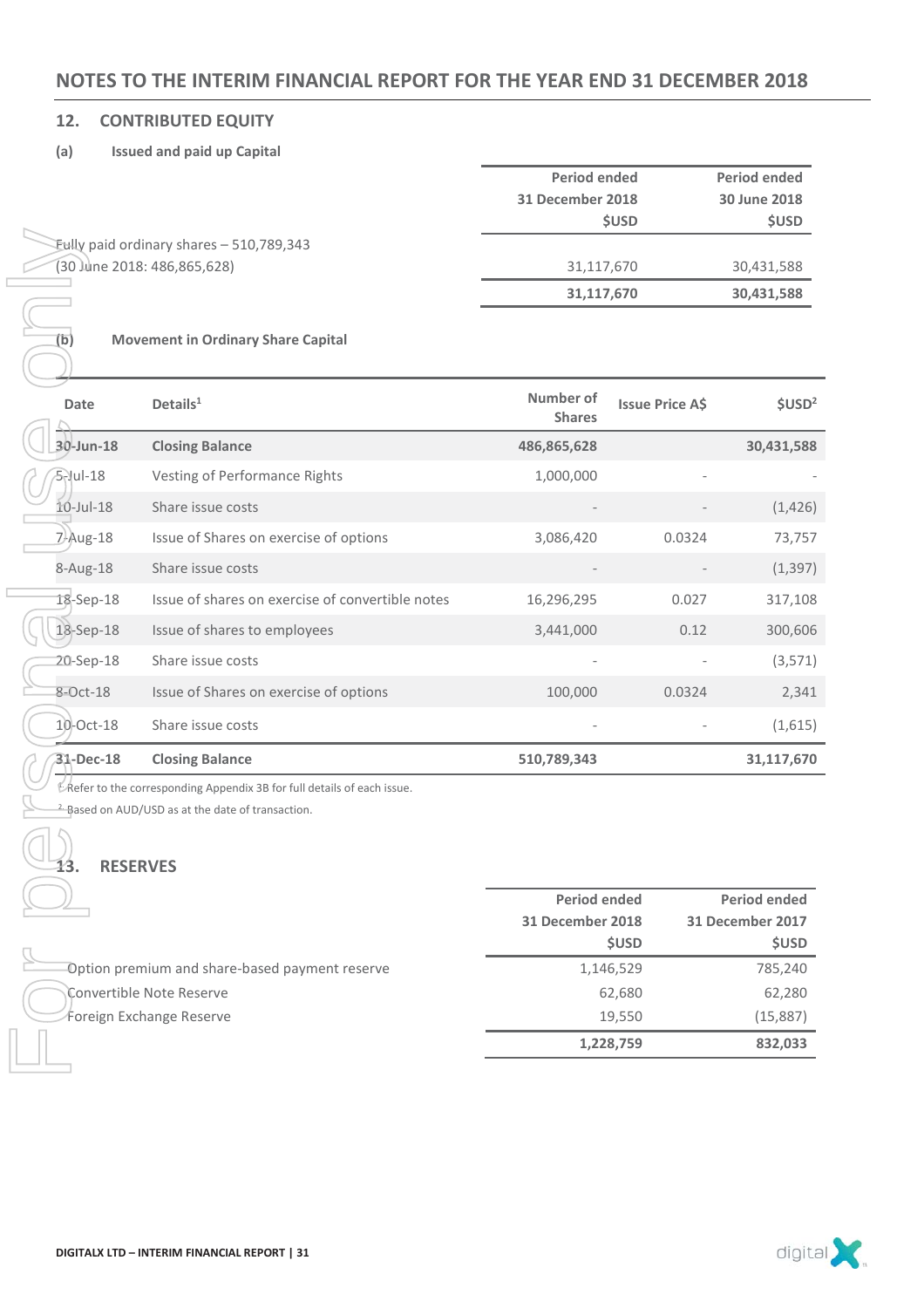# NOTES TO THE INTERIM FINANCIAL REPORT FOR THE YEAR END 31 DECEMBER 2018

## 12. CONTRIBUTED EQUITY

### (a) Issued and paid up Capital

| | Period ended 31 December 2018 $USD | Period ended 30 June 2018 $USD |
|---|---|---|
| Fully paid ordinary shares – 510,789,343 (30 June 2018: 486,865,628) | 31,117,670 | 30,431,588 |
| | **31,117,670** | **30,431,588** |

### (b) Movement in Ordinary Share Capital

| Date | Details[1] | Number of Shares | Issue Price A$ | $USD[2] |
|---|---|---|---|---|
| **30-Jun-18** | **Closing Balance** | **486,865,628** | | **30,431,588** |
| 5-Jul-18 | Vesting of Performance Rights | 1,000,000 | - | - |
| 10-Jul-18 | Share issue costs | - | - | (1,426) |
| 7-Aug-18 | Issue of Shares on exercise of options | 3,086,420 | 0.0324 | 73,757 |
| 8-Aug-18 | Share issue costs | - | - | (1,397) |
| 18-Sep-18 | Issue of shares on exercise of convertible notes | 16,296,295 | 0.027 | 317,108 |
| 18-Sep-18 | Issue of shares to employees | 3,441,000 | 0.12 | 300,606 |
| 20-Sep-18 | Share issue costs | - | - | (3,571) |
| 8-Oct-18 | Issue of Shares on exercise of options | 100,000 | 0.0324 | 2,341 |
| 10-Oct-18 | Share issue costs | - | - | (1,615) |
| **31-Dec-18** | **Closing Balance** | **510,789,343** | | **31,117,670** |

[1] Refer to the corresponding Appendix 3B for full details of each issue.

[2] Based on AUD/USD as at the date of transaction.

## 13. RESERVES

| | Period ended 31 December 2018 $USD | Period ended 31 December 2017 $USD |
|---|---|---|
| Option premium and share-based payment reserve | 1,146,529 | 785,240 |
| Convertible Note Reserve | 62,680 | 62,280 |
| Foreign Exchange Reserve | 19,550 | (15,887) |
| | **1,228,759** | **832,033** |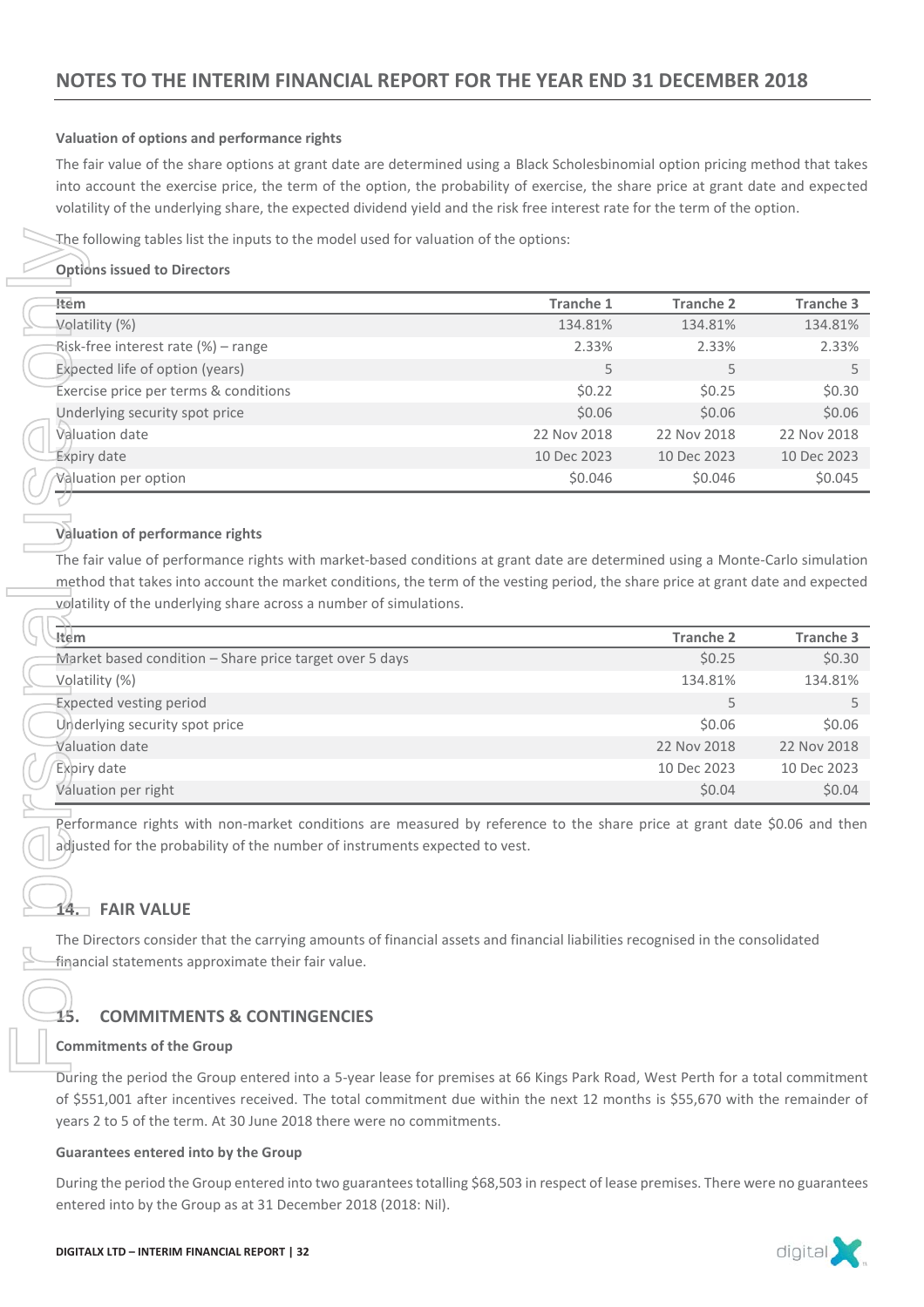## NOTES TO THE INTERIM FINANCIAL REPORT FOR THE YEAR END 31 DECEMBER 2018

**Valuation of options and performance rights**

The fair value of the share options at grant date are determined using a Black Scholesbinomial option pricing method that takes into account the exercise price, the term of the option, the probability of exercise, the share price at grant date and expected volatility of the underlying share, the expected dividend yield and the risk free interest rate for the term of the option.

The following tables list the inputs to the model used for valuation of the options:

**Options issued to Directors**

| Item | Tranche 1 | Tranche 2 | Tranche 3 |
|---|---|---|---|
| Volatility (%) | 134.81% | 134.81% | 134.81% |
| Risk-free interest rate (%) – range | 2.33% | 2.33% | 2.33% |
| Expected life of option (years) | 5 | 5 | 5 |
| Exercise price per terms & conditions | $0.22 | $0.25 | $0.30 |
| Underlying security spot price | $0.06 | $0.06 | $0.06 |
| Valuation date | 22 Nov 2018 | 22 Nov 2018 | 22 Nov 2018 |
| Expiry date | 10 Dec 2023 | 10 Dec 2023 | 10 Dec 2023 |
| Valuation per option | $0.046 | $0.046 | $0.045 |

**Valuation of performance rights**

The fair value of performance rights with market-based conditions at grant date are determined using a Monte-Carlo simulation method that takes into account the market conditions, the term of the vesting period, the share price at grant date and expected volatility of the underlying share across a number of simulations.

| Item | Tranche 2 | Tranche 3 |
|---|---|---|
| Market based condition – Share price target over 5 days | $0.25 | $0.30 |
| Volatility (%) | 134.81% | 134.81% |
| Expected vesting period | 5 | 5 |
| Underlying security spot price | $0.06 | $0.06 |
| Valuation date | 22 Nov 2018 | 22 Nov 2018 |
| Expiry date | 10 Dec 2023 | 10 Dec 2023 |
| Valuation per right | $0.04 | $0.04 |

Performance rights with non-market conditions are measured by reference to the share price at grant date $0.06 and then adjusted for the probability of the number of instruments expected to vest.

## 14. FAIR VALUE

The Directors consider that the carrying amounts of financial assets and financial liabilities recognised in the consolidated financial statements approximate their fair value.

## 15. COMMITMENTS & CONTINGENCIES

**Commitments of the Group**

During the period the Group entered into a 5-year lease for premises at 66 Kings Park Road, West Perth for a total commitment of $551,001 after incentives received. The total commitment due within the next 12 months is $55,670 with the remainder of years 2 to 5 of the term. At 30 June 2018 there were no commitments.

**Guarantees entered into by the Group**

During the period the Group entered into two guarantees totalling $68,503 in respect of lease premises. There were no guarantees entered into by the Group as at 31 December 2018 (2018: Nil).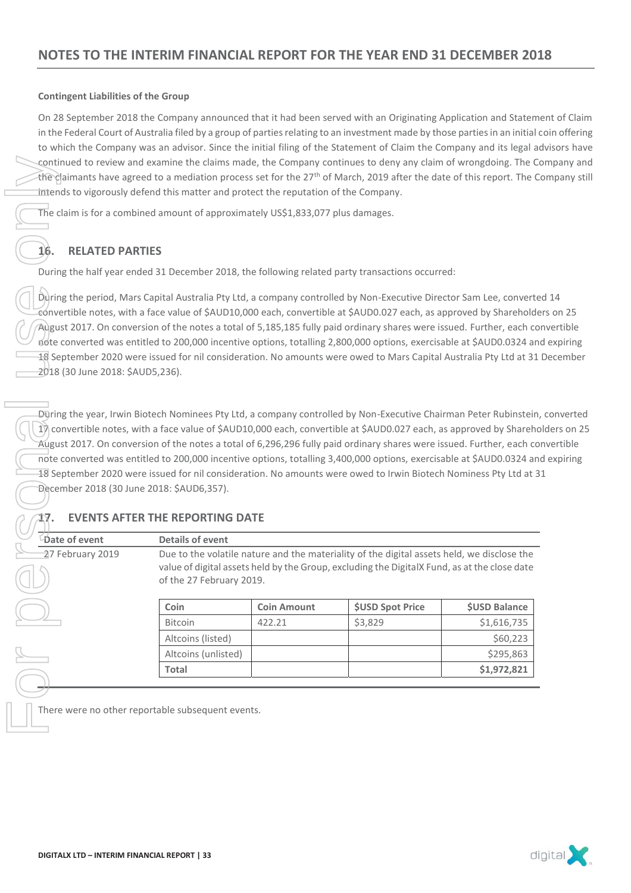# NOTES TO THE INTERIM FINANCIAL REPORT FOR THE YEAR END 31 DECEMBER 2018

**Contingent Liabilities of the Group**

On 28 September 2018 the Company announced that it had been served with an Originating Application and Statement of Claim in the Federal Court of Australia filed by a group of parties relating to an investment made by those parties in an initial coin offering to which the Company was an advisor. Since the initial filing of the Statement of Claim the Company and its legal advisors have continued to review and examine the claims made, the Company continues to deny any claim of wrongdoing. The Company and the claimants have agreed to a mediation process set for the 27th of March, 2019 after the date of this report. The Company still intends to vigorously defend this matter and protect the reputation of the Company.

The claim is for a combined amount of approximately US$1,833,077 plus damages.

## 16. RELATED PARTIES

During the half year ended 31 December 2018, the following related party transactions occurred:

During the period, Mars Capital Australia Pty Ltd, a company controlled by Non-Executive Director Sam Lee, converted 14 convertible notes, with a face value of $AUD10,000 each, convertible at $AUD0.027 each, as approved by Shareholders on 25 August 2017. On conversion of the notes a total of 5,185,185 fully paid ordinary shares were issued. Further, each convertible note converted was entitled to 200,000 incentive options, totalling 2,800,000 options, exercisable at $AUD0.0324 and expiring 18 September 2020 were issued for nil consideration. No amounts were owed to Mars Capital Australia Pty Ltd at 31 December 2018 (30 June 2018: $AUD5,236).

During the year, Irwin Biotech Nominees Pty Ltd, a company controlled by Non-Executive Chairman Peter Rubinstein, converted 17 convertible notes, with a face value of $AUD10,000 each, convertible at $AUD0.027 each, as approved by Shareholders on 25 August 2017. On conversion of the notes a total of 6,296,296 fully paid ordinary shares were issued. Further, each convertible note converted was entitled to 200,000 incentive options, totalling 3,400,000 options, exercisable at $AUD0.0324 and expiring 18 September 2020 were issued for nil consideration. No amounts were owed to Irwin Biotech Nominess Pty Ltd at 31 December 2018 (30 June 2018: $AUD6,357).

## 17. EVENTS AFTER THE REPORTING DATE

| Date of event | Details of event |
|---|---|
| 27 February 2019 | Due to the volatile nature and the materiality of the digital assets held, we disclose the value of digital assets held by the Group, excluding the DigitalX Fund, as at the close date of the 27 February 2019. |

| Coin | Coin Amount | $USD Spot Price | $USD Balance |
|---|---|---|---|
| Bitcoin | 422.21 | $3,829 | $1,616,735 |
| Altcoins (listed) | | | $60,223 |
| Altcoins (unlisted) | | | $295,863 |
| **Total** | | | **$1,972,821** |

There were no other reportable subsequent events.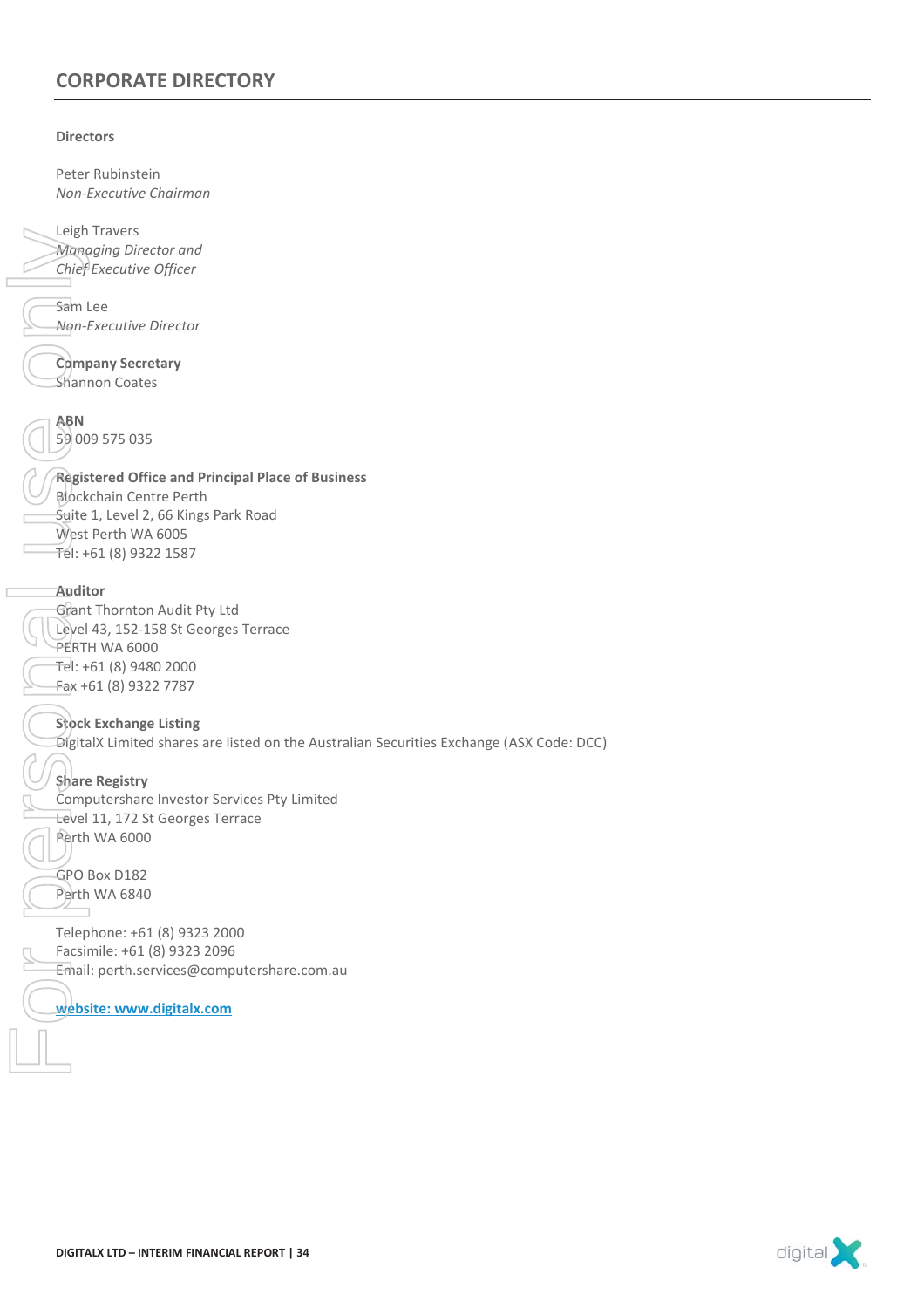## CORPORATE DIRECTORY

**Directors**

Peter Rubinstein
*Non-Executive Chairman*

Leigh Travers
*Managing Director and Chief Executive Officer*

Sam Lee
*Non-Executive Director*

**Company Secretary**
Shannon Coates

**ABN**
59 009 575 035

**Registered Office and Principal Place of Business**
Blockchain Centre Perth
Suite 1, Level 2, 66 Kings Park Road
West Perth WA 6005
Tel: +61 (8) 9322 1587

**Auditor**
Grant Thornton Audit Pty Ltd
Level 43, 152-158 St Georges Terrace
PERTH WA 6000
Tel: +61 (8) 9480 2000
Fax +61 (8) 9322 7787

**Stock Exchange Listing**
DigitalX Limited shares are listed on the Australian Securities Exchange (ASX Code: DCC)

**Share Registry**
Computershare Investor Services Pty Limited
Level 11, 172 St Georges Terrace
Perth WA 6000

GPO Box D182
Perth WA 6840

Telephone: +61 (8) 9323 2000
Facsimile: +61 (8) 9323 2096
Email: perth.services@computershare.com.au

**website: www.digitalx.com**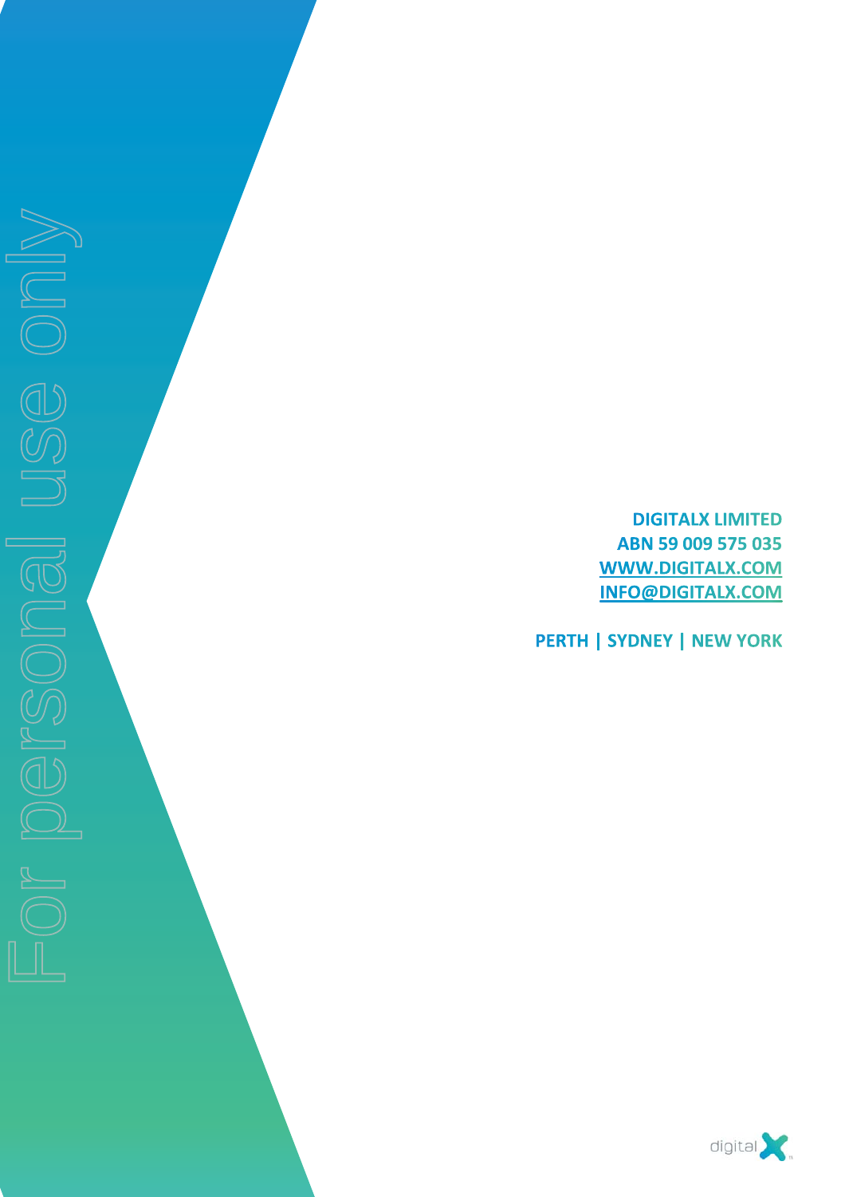**DIGITALX LIMITED**
**ABN 59 009 575 035**
**WWW.DIGITALX.COM**
**INFO@DIGITALX.COM**

**PERTH | SYDNEY | NEW YORK**